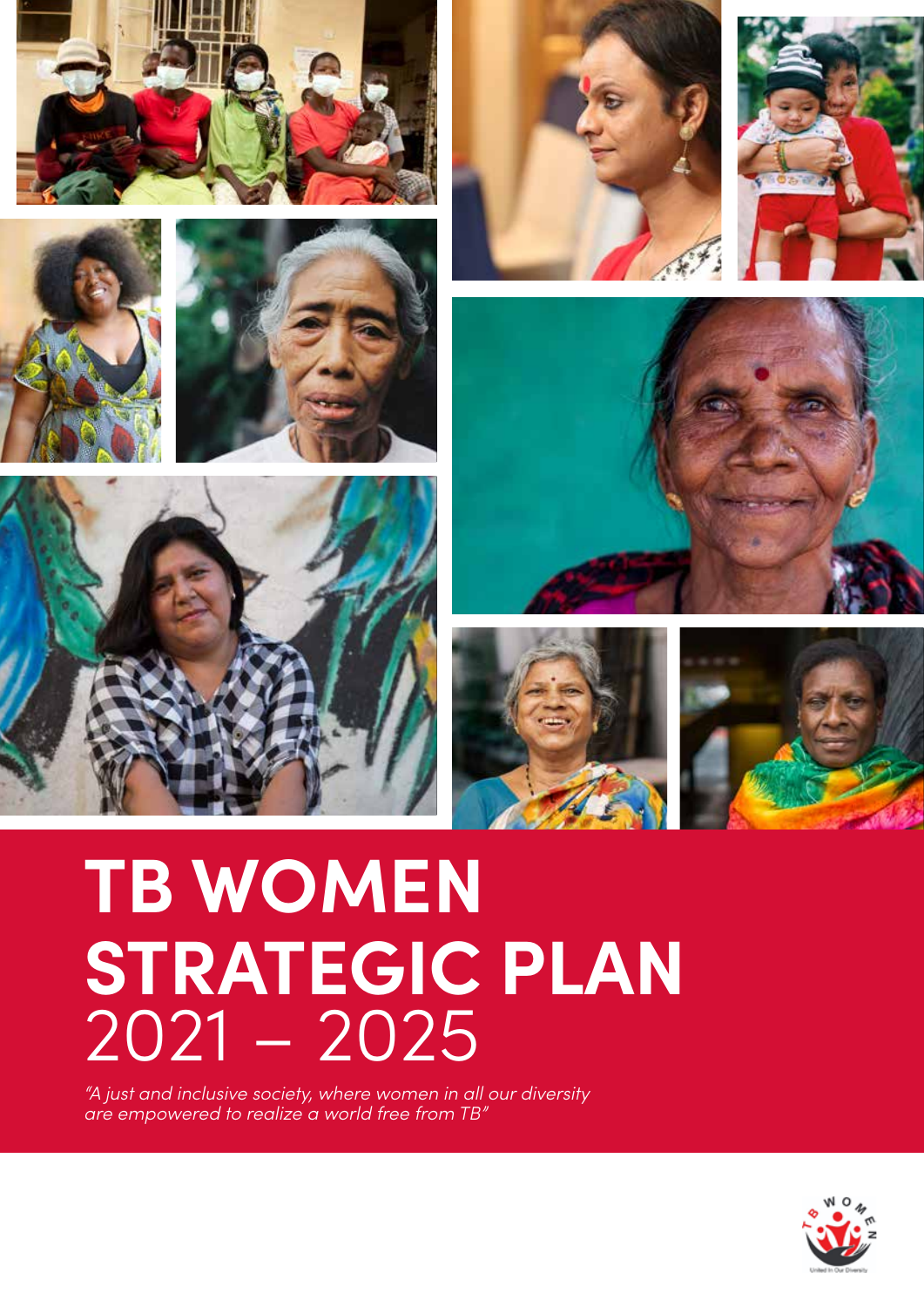# TB WOMEN STRATEGIC PLAN 2021 – 2025

*"A just and inclusive society, where women in all our diversity are empowered to realize a world free from TB"*

United In Our Diversity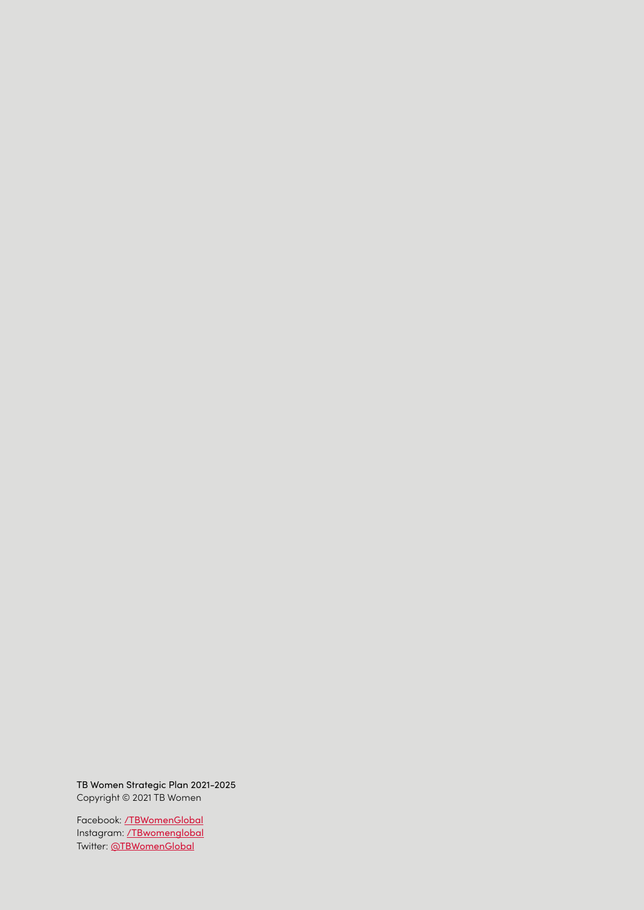TB Women Strategic Plan 2021-2025
Copyright © 2021 TB Women

Facebook: /TBWomenGlobal
Instagram: /TBwomenglobal
Twitter: @TBWomenGlobal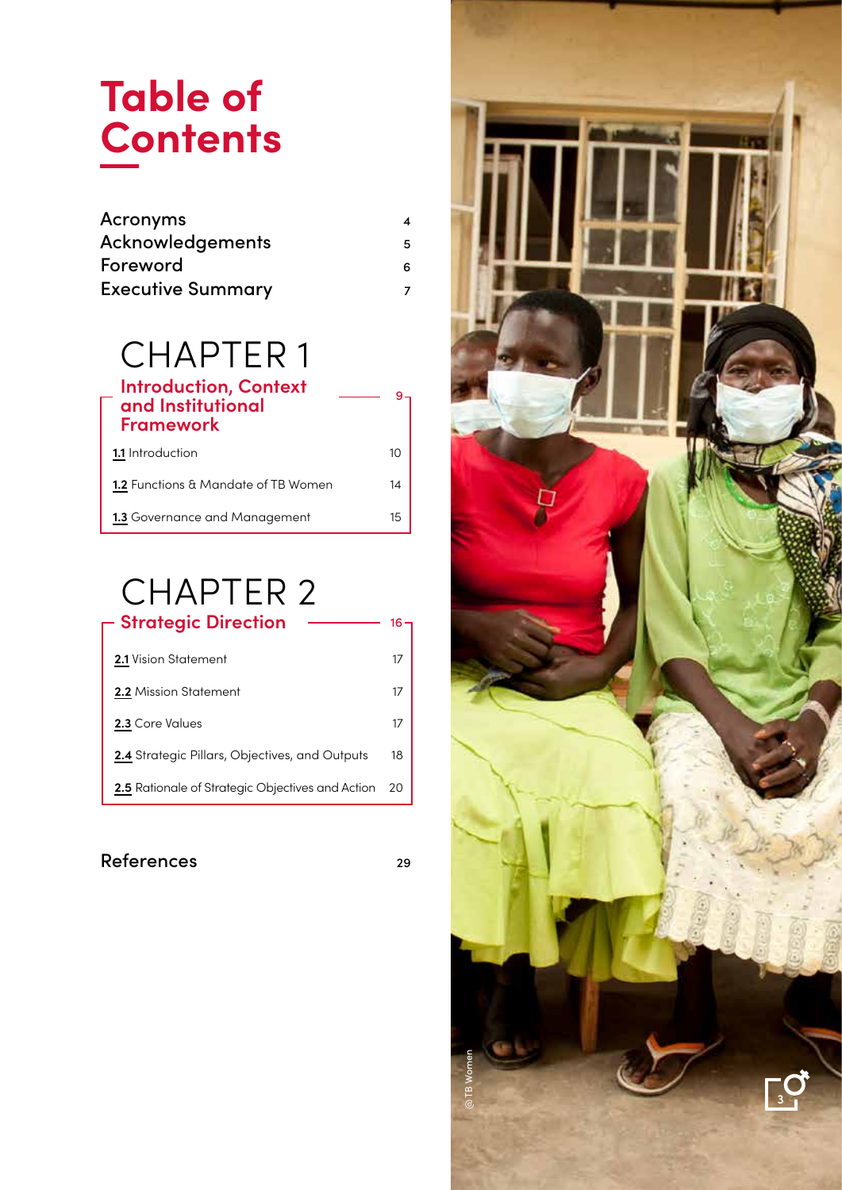# Table of Contents

| | |
|---|---|
| Acronyms | 4 |
| Acknowledgements | 5 |
| Foreword | 6 |
| Executive Summary | 7 |

## CHAPTER 1

### Introduction, Context and Institutional Framework — 9

| | |
|---|---|
| 1.1 Introduction | 10 |
| 1.2 Functions & Mandate of TB Women | 14 |
| 1.3 Governance and Management | 15 |

## CHAPTER 2

### Strategic Direction — 16

| | |
|---|---|
| 2.1 Vision Statement | 17 |
| 2.2 Mission Statement | 17 |
| 2.3 Core Values | 17 |
| 2.4 Strategic Pillars, Objectives, and Outputs | 18 |
| 2.5 Rationale of Strategic Objectives and Action | 20 |

| | |
|---|---|
| References | 29 |

@TB Women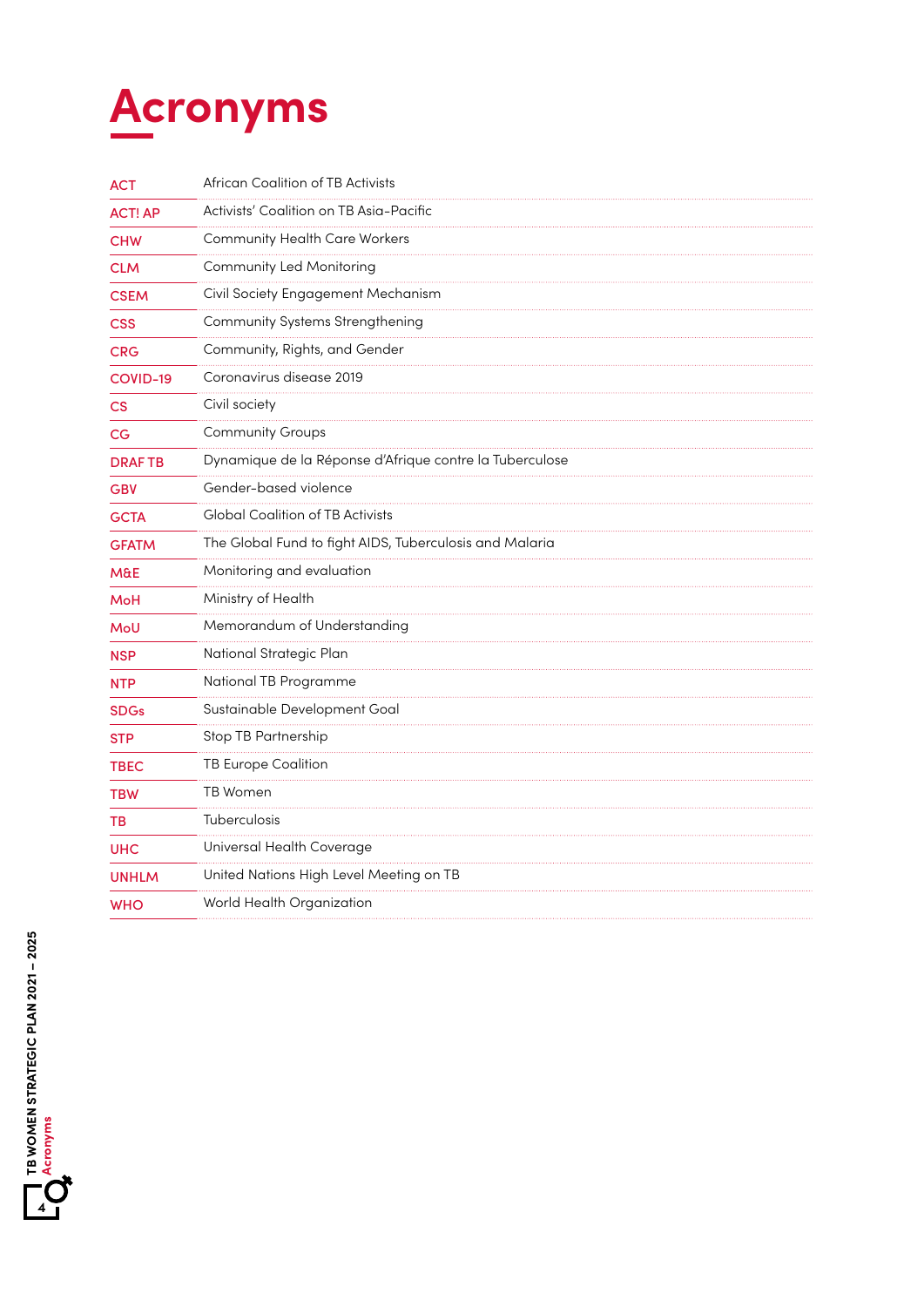# Acronyms

| | |
|---|---|
| ACT | African Coalition of TB Activists |
| ACT! AP | Activists' Coalition on TB Asia-Pacific |
| CHW | Community Health Care Workers |
| CLM | Community Led Monitoring |
| CSEM | Civil Society Engagement Mechanism |
| CSS | Community Systems Strengthening |
| CRG | Community, Rights, and Gender |
| COVID-19 | Coronavirus disease 2019 |
| CS | Civil society |
| CG | Community Groups |
| DRAF TB | Dynamique de la Réponse d'Afrique contre la Tuberculose |
| GBV | Gender-based violence |
| GCTA | Global Coalition of TB Activists |
| GFATM | The Global Fund to fight AIDS, Tuberculosis and Malaria |
| M&E | Monitoring and evaluation |
| MoH | Ministry of Health |
| MoU | Memorandum of Understanding |
| NSP | National Strategic Plan |
| NTP | National TB Programme |
| SDGs | Sustainable Development Goal |
| STP | Stop TB Partnership |
| TBEC | TB Europe Coalition |
| TBW | TB Women |
| TB | Tuberculosis |
| UHC | Universal Health Coverage |
| UNHLM | United Nations High Level Meeting on TB |
| WHO | World Health Organization |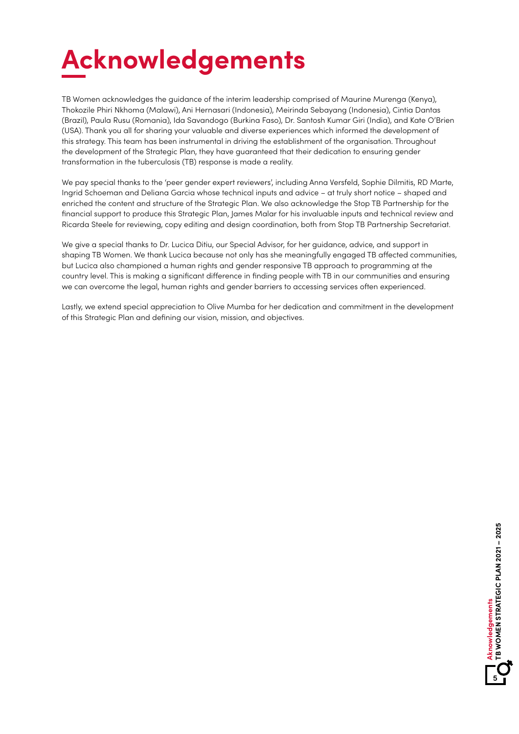# Acknowledgements

TB Women acknowledges the guidance of the interim leadership comprised of Maurine Murenga (Kenya), Thokozile Phiri Nkhoma (Malawi), Ani Hernasari (Indonesia), Meirinda Sebayang (Indonesia), Cintia Dantas (Brazil), Paula Rusu (Romania), Ida Savandogo (Burkina Faso), Dr. Santosh Kumar Giri (India), and Kate O'Brien (USA). Thank you all for sharing your valuable and diverse experiences which informed the development of this strategy. This team has been instrumental in driving the establishment of the organisation. Throughout the development of the Strategic Plan, they have guaranteed that their dedication to ensuring gender transformation in the tuberculosis (TB) response is made a reality.

We pay special thanks to the 'peer gender expert reviewers', including Anna Versfeld, Sophie Dilmitis, RD Marte, Ingrid Schoeman and Deliana Garcia whose technical inputs and advice – at truly short notice – shaped and enriched the content and structure of the Strategic Plan. We also acknowledge the Stop TB Partnership for the financial support to produce this Strategic Plan, James Malar for his invaluable inputs and technical review and Ricarda Steele for reviewing, copy editing and design coordination, both from Stop TB Partnership Secretariat.

We give a special thanks to Dr. Lucica Ditiu, our Special Advisor, for her guidance, advice, and support in shaping TB Women. We thank Lucica because not only has she meaningfully engaged TB affected communities, but Lucica also championed a human rights and gender responsive TB approach to programming at the country level. This is making a significant difference in finding people with TB in our communities and ensuring we can overcome the legal, human rights and gender barriers to accessing services often experienced.

Lastly, we extend special appreciation to Olive Mumba for her dedication and commitment in the development of this Strategic Plan and defining our vision, mission, and objectives.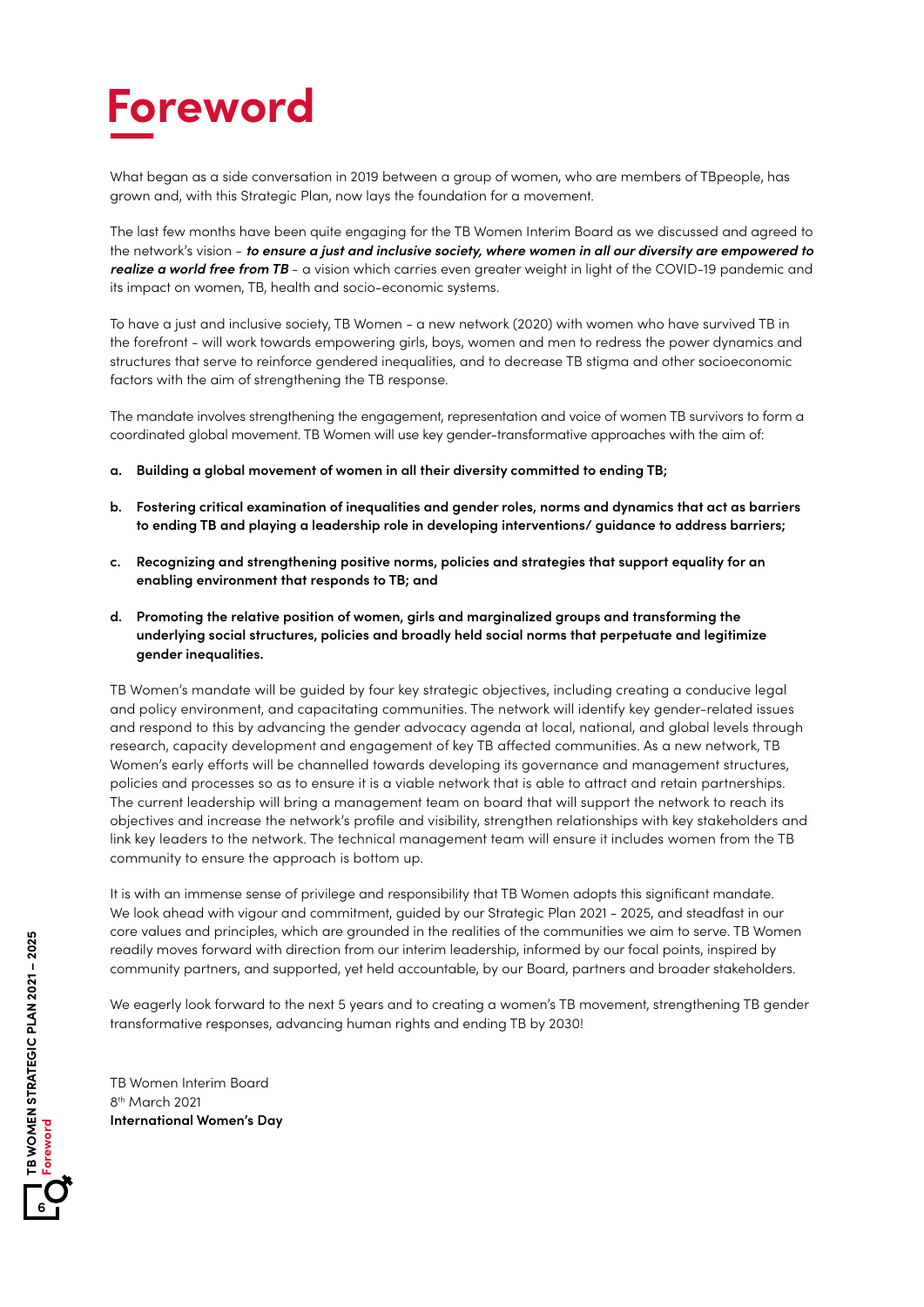# Foreword

What began as a side conversation in 2019 between a group of women, who are members of TBpeople, has grown and, with this Strategic Plan, now lays the foundation for a movement.

The last few months have been quite engaging for the TB Women Interim Board as we discussed and agreed to the network's vision - ***to ensure a just and inclusive society, where women in all our diversity are empowered to realize a world free from TB*** - a vision which carries even greater weight in light of the COVID-19 pandemic and its impact on women, TB, health and socio-economic systems.

To have a just and inclusive society, TB Women - a new network (2020) with women who have survived TB in the forefront - will work towards empowering girls, boys, women and men to redress the power dynamics and structures that serve to reinforce gendered inequalities, and to decrease TB stigma and other socioeconomic factors with the aim of strengthening the TB response.

The mandate involves strengthening the engagement, representation and voice of women TB survivors to form a coordinated global movement. TB Women will use key gender-transformative approaches with the aim of:

a. **Building a global movement of women in all their diversity committed to ending TB;**

b. **Fostering critical examination of inequalities and gender roles, norms and dynamics that act as barriers to ending TB and playing a leadership role in developing interventions/ guidance to address barriers;**

c. **Recognizing and strengthening positive norms, policies and strategies that support equality for an enabling environment that responds to TB; and**

d. **Promoting the relative position of women, girls and marginalized groups and transforming the underlying social structures, policies and broadly held social norms that perpetuate and legitimize gender inequalities.**

TB Women's mandate will be guided by four key strategic objectives, including creating a conducive legal and policy environment, and capacitating communities. The network will identify key gender-related issues and respond to this by advancing the gender advocacy agenda at local, national, and global levels through research, capacity development and engagement of key TB affected communities. As a new network, TB Women's early efforts will be channelled towards developing its governance and management structures, policies and processes so as to ensure it is a viable network that is able to attract and retain partnerships. The current leadership will bring a management team on board that will support the network to reach its objectives and increase the network's profile and visibility, strengthen relationships with key stakeholders and link key leaders to the network. The technical management team will ensure it includes women from the TB community to ensure the approach is bottom up.

It is with an immense sense of privilege and responsibility that TB Women adopts this significant mandate. We look ahead with vigour and commitment, guided by our Strategic Plan 2021 - 2025, and steadfast in our core values and principles, which are grounded in the realities of the communities we aim to serve. TB Women readily moves forward with direction from our interim leadership, informed by our focal points, inspired by community partners, and supported, yet held accountable, by our Board, partners and broader stakeholders.

We eagerly look forward to the next 5 years and to creating a women's TB movement, strengthening TB gender transformative responses, advancing human rights and ending TB by 2030!

TB Women Interim Board
8th March 2021
**International Women's Day**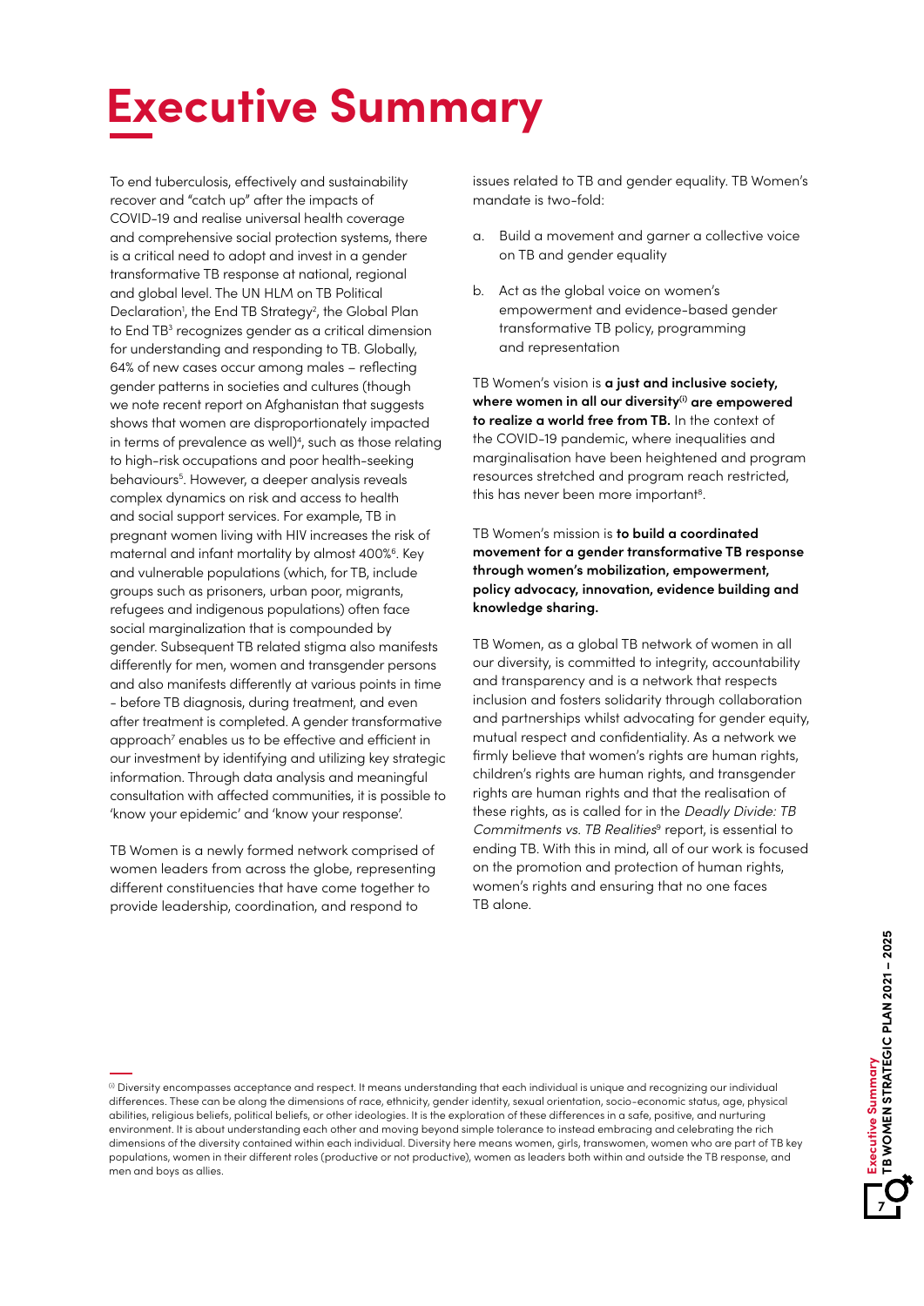# Executive Summary

To end tuberculosis, effectively and sustainability recover and "catch up" after the impacts of COVID-19 and realise universal health coverage and comprehensive social protection systems, there is a critical need to adopt and invest in a gender transformative TB response at national, regional and global level. The UN HLM on TB Political Declaration[1], the End TB Strategy[2], the Global Plan to End TB[3] recognizes gender as a critical dimension for understanding and responding to TB. Globally, 64% of new cases occur among males – reflecting gender patterns in societies and cultures (though we note recent report on Afghanistan that suggests shows that women are disproportionately impacted in terms of prevalence as well)[4], such as those relating to high-risk occupations and poor health-seeking behaviours[5]. However, a deeper analysis reveals complex dynamics on risk and access to health and social support services. For example, TB in pregnant women living with HIV increases the risk of maternal and infant mortality by almost 400%[6]. Key and vulnerable populations (which, for TB, include groups such as prisoners, urban poor, migrants, refugees and indigenous populations) often face social marginalization that is compounded by gender. Subsequent TB related stigma also manifests differently for men, women and transgender persons and also manifests differently at various points in time - before TB diagnosis, during treatment, and even after treatment is completed. A gender transformative approach[7] enables us to be effective and efficient in our investment by identifying and utilizing key strategic information. Through data analysis and meaningful consultation with affected communities, it is possible to 'know your epidemic' and 'know your response'.

TB Women is a newly formed network comprised of women leaders from across the globe, representing different constituencies that have come together to provide leadership, coordination, and respond to issues related to TB and gender equality. TB Women's mandate is two-fold:

a. Build a movement and garner a collective voice on TB and gender equality

b. Act as the global voice on women's empowerment and evidence-based gender transformative TB policy, programming and representation

TB Women's vision is **a just and inclusive society, where women in all our diversity[i] are empowered to realize a world free from TB.** In the context of the COVID-19 pandemic, where inequalities and marginalisation have been heightened and program resources stretched and program reach restricted, this has never been more important[8].

TB Women's mission is **to build a coordinated movement for a gender transformative TB response through women's mobilization, empowerment, policy advocacy, innovation, evidence building and knowledge sharing.**

TB Women, as a global TB network of women in all our diversity, is committed to integrity, accountability and transparency and is a network that respects inclusion and fosters solidarity through collaboration and partnerships whilst advocating for gender equity, mutual respect and confidentiality. As a network we firmly believe that women's rights are human rights, children's rights are human rights, and transgender rights are human rights and that the realisation of these rights, as is called for in the *Deadly Divide: TB Commitments vs. TB Realities*[9] report, is essential to ending TB. With this in mind, all of our work is focused on the promotion and protection of human rights, women's rights and ensuring that no one faces TB alone.

---

[i] Diversity encompasses acceptance and respect. It means understanding that each individual is unique and recognizing our individual differences. These can be along the dimensions of race, ethnicity, gender identity, sexual orientation, socio-economic status, age, physical abilities, religious beliefs, political beliefs, or other ideologies. It is the exploration of these differences in a safe, positive, and nurturing environment. It is about understanding each other and moving beyond simple tolerance to instead embracing and celebrating the rich dimensions of the diversity contained within each individual. Diversity here means women, girls, transwomen, women who are part of TB key populations, women in their different roles (productive or not productive), women as leaders both within and outside the TB response, and men and boys as allies.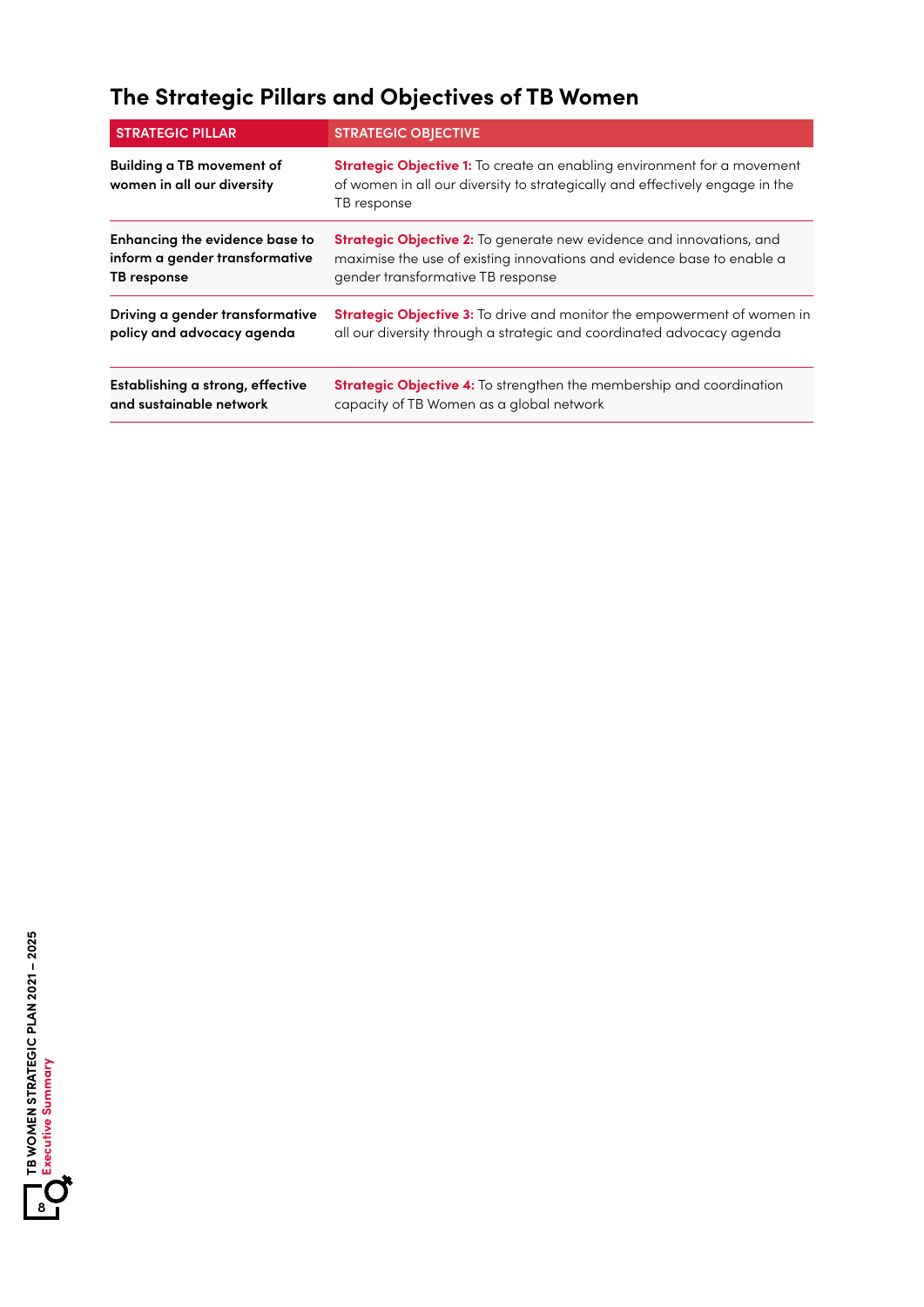## The Strategic Pillars and Objectives of TB Women

| STRATEGIC PILLAR | STRATEGIC OBJECTIVE |
| --- | --- |
| **Building a TB movement of women in all our diversity** | **Strategic Objective 1:** To create an enabling environment for a movement of women in all our diversity to strategically and effectively engage in the TB response |
| **Enhancing the evidence base to inform a gender transformative TB response** | **Strategic Objective 2:** To generate new evidence and innovations, and maximise the use of existing innovations and evidence base to enable a gender transformative TB response |
| **Driving a gender transformative policy and advocacy agenda** | **Strategic Objective 3:** To drive and monitor the empowerment of women in all our diversity through a strategic and coordinated advocacy agenda |
| **Establishing a strong, effective and sustainable network** | **Strategic Objective 4:** To strengthen the membership and coordination capacity of TB Women as a global network |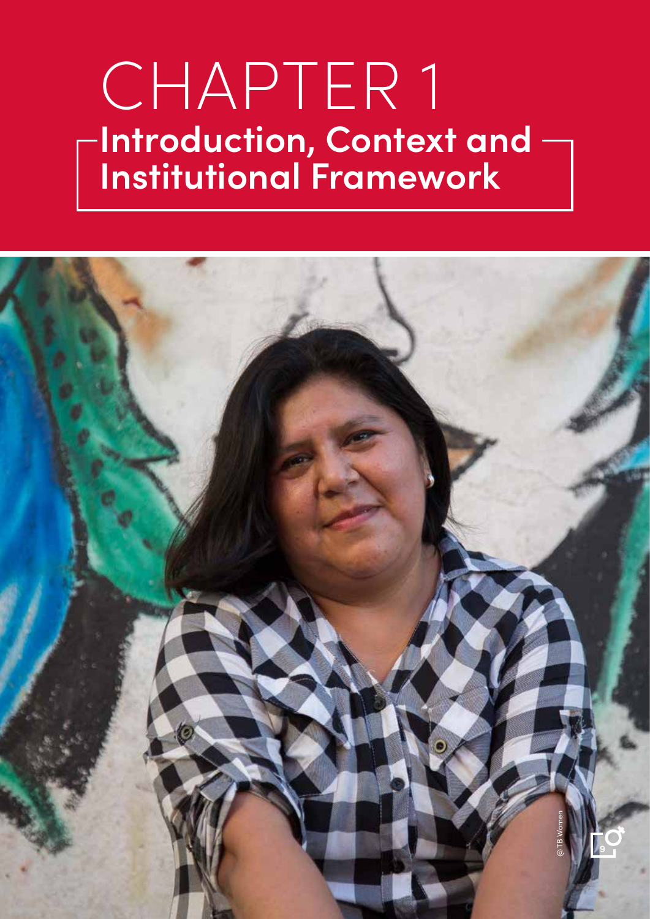# CHAPTER 1

## Introduction, Context and Institutional Framework

@TB Women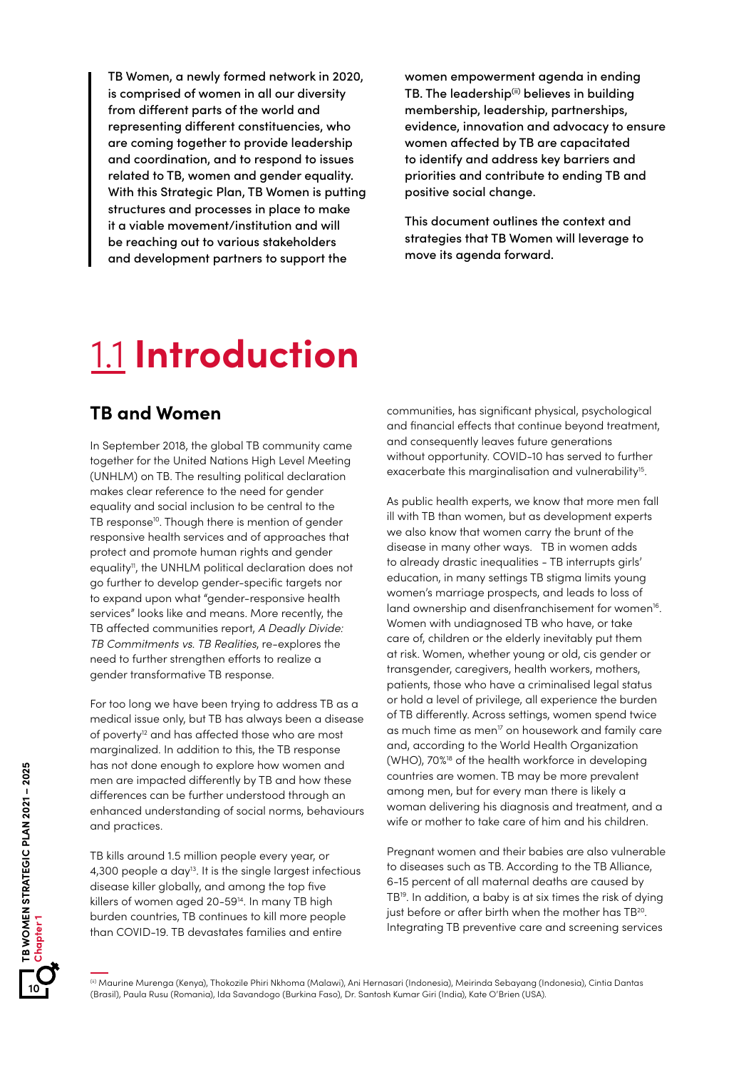TB Women, a newly formed network in 2020, is comprised of women in all our diversity from different parts of the world and representing different constituencies, who are coming together to provide leadership and coordination, and to respond to issues related to TB, women and gender equality. With this Strategic Plan, TB Women is putting structures and processes in place to make it a viable movement/institution and will be reaching out to various stakeholders and development partners to support the women empowerment agenda in ending TB. The leadership[(ii)] believes in building membership, leadership, partnerships, evidence, innovation and advocacy to ensure women affected by TB are capacitated to identify and address key barriers and priorities and contribute to ending TB and positive social change.

This document outlines the context and strategies that TB Women will leverage to move its agenda forward.

# 1.1 Introduction

## TB and Women

In September 2018, the global TB community came together for the United Nations High Level Meeting (UNHLM) on TB. The resulting political declaration makes clear reference to the need for gender equality and social inclusion to be central to the TB response[10]. Though there is mention of gender responsive health services and of approaches that protect and promote human rights and gender equality[11], the UNHLM political declaration does not go further to develop gender-specific targets nor to expand upon what "gender-responsive health services" looks like and means. More recently, the TB affected communities report, *A Deadly Divide: TB Commitments vs. TB Realities*, re-explores the need to further strengthen efforts to realize a gender transformative TB response.

For too long we have been trying to address TB as a medical issue only, but TB has always been a disease of poverty[12] and has affected those who are most marginalized. In addition to this, the TB response has not done enough to explore how women and men are impacted differently by TB and how these differences can be further understood through an enhanced understanding of social norms, behaviours and practices.

TB kills around 1.5 million people every year, or 4,300 people a day[13]. It is the single largest infectious disease killer globally, and among the top five killers of women aged 20-59[14]. In many TB high burden countries, TB continues to kill more people than COVID-19. TB devastates families and entire communities, has significant physical, psychological and financial effects that continue beyond treatment, and consequently leaves future generations without opportunity. COVID-10 has served to further exacerbate this marginalisation and vulnerability[15].

As public health experts, we know that more men fall ill with TB than women, but as development experts we also know that women carry the brunt of the disease in many other ways. TB in women adds to already drastic inequalities - TB interrupts girls' education, in many settings TB stigma limits young women's marriage prospects, and leads to loss of land ownership and disenfranchisement for women[16]. Women with undiagnosed TB who have, or take care of, children or the elderly inevitably put them at risk. Women, whether young or old, cis gender or transgender, caregivers, health workers, mothers, patients, those who have a criminalised legal status or hold a level of privilege, all experience the burden of TB differently. Across settings, women spend twice as much time as men[17] on housework and family care and, according to the World Health Organization (WHO), 70%[18] of the health workforce in developing countries are women. TB may be more prevalent among men, but for every man there is likely a woman delivering his diagnosis and treatment, and a wife or mother to take care of him and his children.

Pregnant women and their babies are also vulnerable to diseases such as TB. According to the TB Alliance, 6-15 percent of all maternal deaths are caused by TB[19]. In addition, a baby is at six times the risk of dying just before or after birth when the mother has TB[20]. Integrating TB preventive care and screening services

---

(ii) Maurine Murenga (Kenya), Thokozile Phiri Nkhoma (Malawi), Ani Hernasari (Indonesia), Meirinda Sebayang (Indonesia), Cintia Dantas (Brasil), Paula Rusu (Romania), Ida Savandogo (Burkina Faso), Dr. Santosh Kumar Giri (India), Kate O'Brien (USA).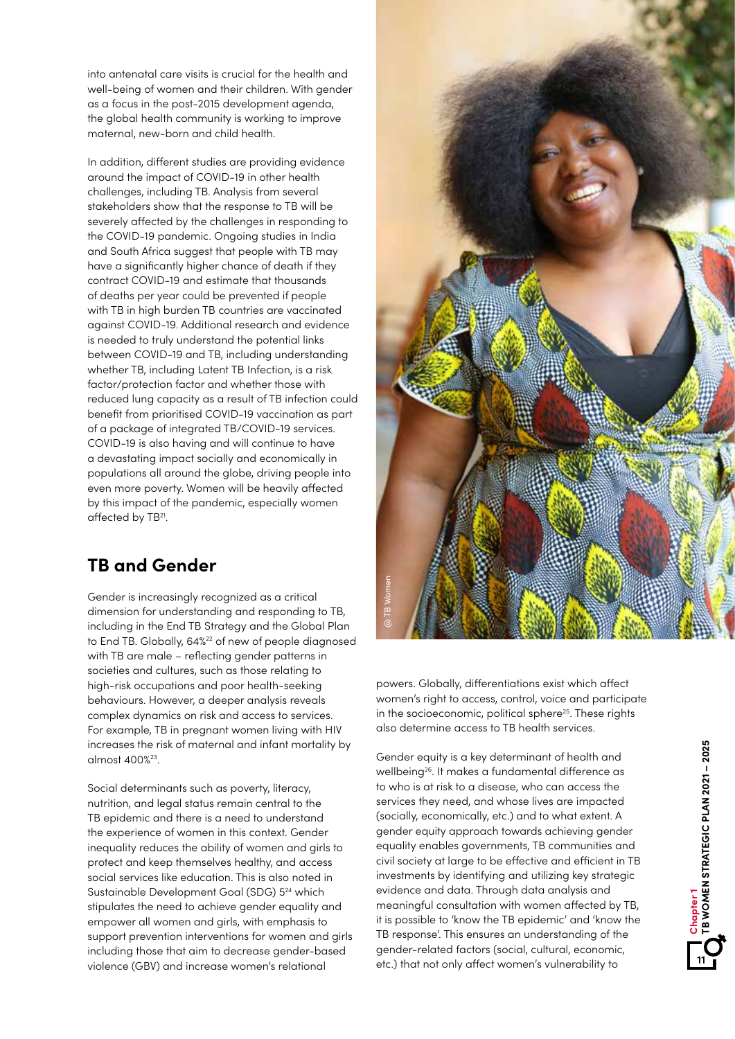into antenatal care visits is crucial for the health and well-being of women and their children. With gender as a focus in the post-2015 development agenda, the global health community is working to improve maternal, new-born and child health.

In addition, different studies are providing evidence around the impact of COVID-19 in other health challenges, including TB. Analysis from several stakeholders show that the response to TB will be severely affected by the challenges in responding to the COVID-19 pandemic. Ongoing studies in India and South Africa suggest that people with TB may have a significantly higher chance of death if they contract COVID-19 and estimate that thousands of deaths per year could be prevented if people with TB in high burden TB countries are vaccinated against COVID-19. Additional research and evidence is needed to truly understand the potential links between COVID-19 and TB, including understanding whether TB, including Latent TB Infection, is a risk factor/protection factor and whether those with reduced lung capacity as a result of TB infection could benefit from prioritised COVID-19 vaccination as part of a package of integrated TB/COVID-19 services. COVID-19 is also having and will continue to have a devastating impact socially and economically in populations all around the globe, driving people into even more poverty. Women will be heavily affected by this impact of the pandemic, especially women affected by TB[21].

## TB and Gender

Gender is increasingly recognized as a critical dimension for understanding and responding to TB, including in the End TB Strategy and the Global Plan to End TB. Globally, 64%[22] of new of people diagnosed with TB are male – reflecting gender patterns in societies and cultures, such as those relating to high-risk occupations and poor health-seeking behaviours. However, a deeper analysis reveals complex dynamics on risk and access to services. For example, TB in pregnant women living with HIV increases the risk of maternal and infant mortality by almost 400%[23].

Social determinants such as poverty, literacy, nutrition, and legal status remain central to the TB epidemic and there is a need to understand the experience of women in this context. Gender inequality reduces the ability of women and girls to protect and keep themselves healthy, and access social services like education. This is also noted in Sustainable Development Goal (SDG) 5[24] which stipulates the need to achieve gender equality and empower all women and girls, with emphasis to support prevention interventions for women and girls including those that aim to decrease gender-based violence (GBV) and increase women's relational powers. Globally, differentiations exist which affect women's right to access, control, voice and participate in the socioeconomic, political sphere[25]. These rights also determine access to TB health services.

Gender equity is a key determinant of health and wellbeing[26]. It makes a fundamental difference as to who is at risk to a disease, who can access the services they need, and whose lives are impacted (socially, economically, etc.) and to what extent. A gender equity approach towards achieving gender equality enables governments, TB communities and civil society at large to be effective and efficient in TB investments by identifying and utilizing key strategic evidence and data. Through data analysis and meaningful consultation with women affected by TB, it is possible to 'know the TB epidemic' and 'know the TB response'. This ensures an understanding of the gender-related factors (social, cultural, economic, etc.) that not only affect women's vulnerability to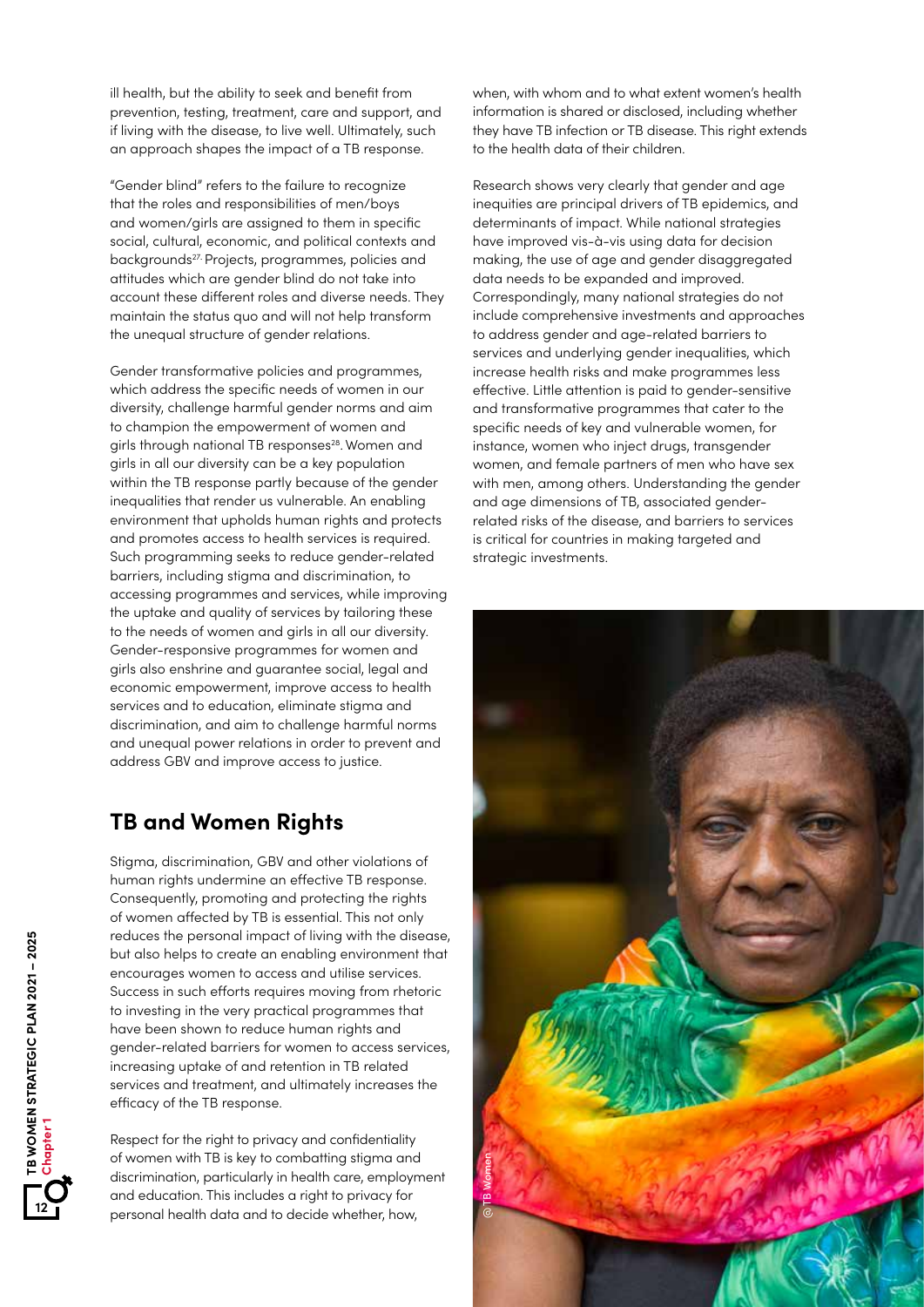ill health, but the ability to seek and benefit from prevention, testing, treatment, care and support, and if living with the disease, to live well. Ultimately, such an approach shapes the impact of a TB response.

"Gender blind" refers to the failure to recognize that the roles and responsibilities of men/boys and women/girls are assigned to them in specific social, cultural, economic, and political contexts and backgrounds[27]. Projects, programmes, policies and attitudes which are gender blind do not take into account these different roles and diverse needs. They maintain the status quo and will not help transform the unequal structure of gender relations.

Gender transformative policies and programmes, which address the specific needs of women in our diversity, challenge harmful gender norms and aim to champion the empowerment of women and girls through national TB responses[28]. Women and girls in all our diversity can be a key population within the TB response partly because of the gender inequalities that render us vulnerable. An enabling environment that upholds human rights and protects and promotes access to health services is required. Such programming seeks to reduce gender-related barriers, including stigma and discrimination, to accessing programmes and services, while improving the uptake and quality of services by tailoring these to the needs of women and girls in all our diversity. Gender-responsive programmes for women and girls also enshrine and guarantee social, legal and economic empowerment, improve access to health services and to education, eliminate stigma and discrimination, and aim to challenge harmful norms and unequal power relations in order to prevent and address GBV and improve access to justice.

## TB and Women Rights

Stigma, discrimination, GBV and other violations of human rights undermine an effective TB response. Consequently, promoting and protecting the rights of women affected by TB is essential. This not only reduces the personal impact of living with the disease, but also helps to create an enabling environment that encourages women to access and utilise services. Success in such efforts requires moving from rhetoric to investing in the very practical programmes that have been shown to reduce human rights and gender-related barriers for women to access services, increasing uptake of and retention in TB related services and treatment, and ultimately increases the efficacy of the TB response.

Respect for the right to privacy and confidentiality of women with TB is key to combatting stigma and discrimination, particularly in health care, employment and education. This includes a right to privacy for personal health data and to decide whether, how, when, with whom and to what extent women's health information is shared or disclosed, including whether they have TB infection or TB disease. This right extends to the health data of their children.

Research shows very clearly that gender and age inequities are principal drivers of TB epidemics, and determinants of impact. While national strategies have improved vis-à-vis using data for decision making, the use of age and gender disaggregated data needs to be expanded and improved. Correspondingly, many national strategies do not include comprehensive investments and approaches to address gender and age-related barriers to services and underlying gender inequalities, which increase health risks and make programmes less effective. Little attention is paid to gender-sensitive and transformative programmes that cater to the specific needs of key and vulnerable women, for instance, women who inject drugs, transgender women, and female partners of men who have sex with men, among others. Understanding the gender and age dimensions of TB, associated gender-related risks of the disease, and barriers to services is critical for countries in making targeted and strategic investments.

@ TB Women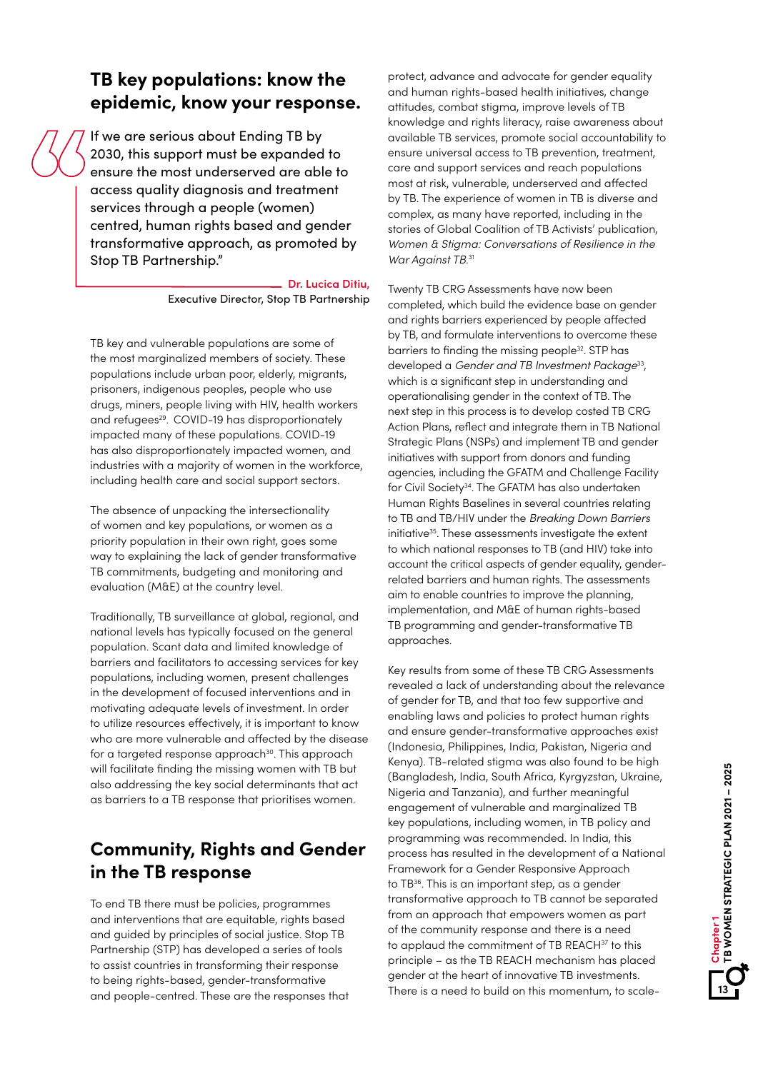## TB key populations: know the epidemic, know your response.

> If we are serious about Ending TB by 2030, this support must be expanded to ensure the most underserved are able to access quality diagnosis and treatment services through a people (women) centred, human rights based and gender transformative approach, as promoted by Stop TB Partnership."
>
> **Dr. Lucica Ditiu,** Executive Director, Stop TB Partnership

TB key and vulnerable populations are some of the most marginalized members of society. These populations include urban poor, elderly, migrants, prisoners, indigenous peoples, people who use drugs, miners, people living with HIV, health workers and refugees[29]. COVID-19 has disproportionately impacted many of these populations. COVID-19 has also disproportionately impacted women, and industries with a majority of women in the workforce, including health care and social support sectors.

The absence of unpacking the intersectionality of women and key populations, or women as a priority population in their own right, goes some way to explaining the lack of gender transformative TB commitments, budgeting and monitoring and evaluation (M&E) at the country level.

Traditionally, TB surveillance at global, regional, and national levels has typically focused on the general population. Scant data and limited knowledge of barriers and facilitators to accessing services for key populations, including women, present challenges in the development of focused interventions and in motivating adequate levels of investment. In order to utilize resources effectively, it is important to know who are more vulnerable and affected by the disease for a targeted response approach[30]. This approach will facilitate finding the missing women with TB but also addressing the key social determinants that act as barriers to a TB response that prioritises women.

## Community, Rights and Gender in the TB response

To end TB there must be policies, programmes and interventions that are equitable, rights based and guided by principles of social justice. Stop TB Partnership (STP) has developed a series of tools to assist countries in transforming their response to being rights-based, gender-transformative and people-centred. These are the responses that protect, advance and advocate for gender equality and human rights-based health initiatives, change attitudes, combat stigma, improve levels of TB knowledge and rights literacy, raise awareness about available TB services, promote social accountability to ensure universal access to TB prevention, treatment, care and support services and reach populations most at risk, vulnerable, underserved and affected by TB. The experience of women in TB is diverse and complex, as many have reported, including in the stories of Global Coalition of TB Activists' publication, *Women & Stigma: Conversations of Resilience in the War Against TB*.[31]

Twenty TB CRG Assessments have now been completed, which build the evidence base on gender and rights barriers experienced by people affected by TB, and formulate interventions to overcome these barriers to finding the missing people[32]. STP has developed a *Gender and TB Investment Package*[33], which is a significant step in understanding and operationalising gender in the context of TB. The next step in this process is to develop costed TB CRG Action Plans, reflect and integrate them in TB National Strategic Plans (NSPs) and implement TB and gender initiatives with support from donors and funding agencies, including the GFATM and Challenge Facility for Civil Society[34]. The GFATM has also undertaken Human Rights Baselines in several countries relating to TB and TB/HIV under the *Breaking Down Barriers* initiative[35]. These assessments investigate the extent to which national responses to TB (and HIV) take into account the critical aspects of gender equality, gender-related barriers and human rights. The assessments aim to enable countries to improve the planning, implementation, and M&E of human rights-based TB programming and gender-transformative TB approaches.

Key results from some of these TB CRG Assessments revealed a lack of understanding about the relevance of gender for TB, and that too few supportive and enabling laws and policies to protect human rights and ensure gender-transformative approaches exist (Indonesia, Philippines, India, Pakistan, Nigeria and Kenya). TB-related stigma was also found to be high (Bangladesh, India, South Africa, Kyrgyzstan, Ukraine, Nigeria and Tanzania), and further meaningful engagement of vulnerable and marginalized TB key populations, including women, in TB policy and programming was recommended. In India, this process has resulted in the development of a National Framework for a Gender Responsive Approach to TB[36]. This is an important step, as a gender transformative approach to TB cannot be separated from an approach that empowers women as part of the community response and there is a need to applaud the commitment of TB REACH[37] to this principle – as the TB REACH mechanism has placed gender at the heart of innovative TB investments. There is a need to build on this momentum, to scale-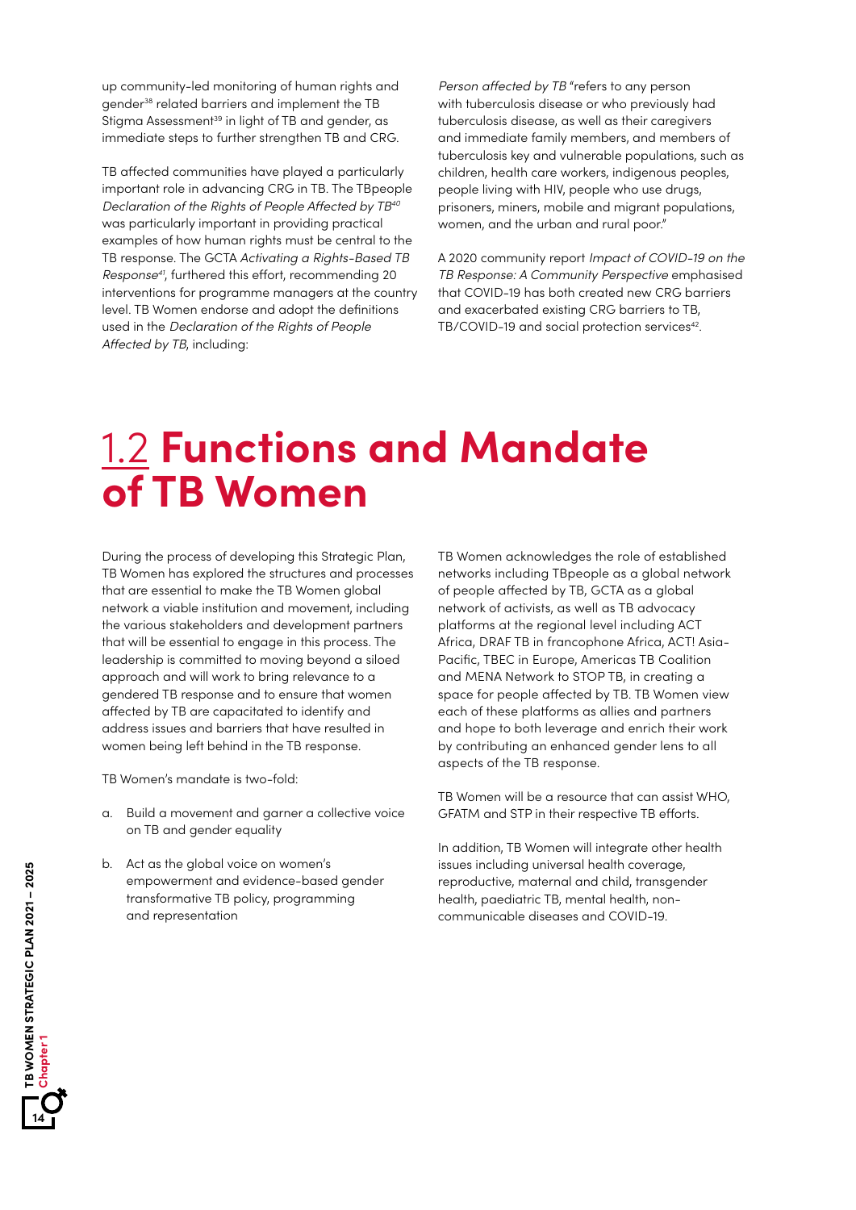up community-led monitoring of human rights and gender[38] related barriers and implement the TB Stigma Assessment[39] in light of TB and gender, as immediate steps to further strengthen TB and CRG.

TB affected communities have played a particularly important role in advancing CRG in TB. The TBpeople *Declaration of the Rights of People Affected by TB*[40] was particularly important in providing practical examples of how human rights must be central to the TB response. The GCTA *Activating a Rights-Based TB Response*[41], furthered this effort, recommending 20 interventions for programme managers at the country level. TB Women endorse and adopt the definitions used in the *Declaration of the Rights of People Affected by TB*, including:

*Person affected by TB* "refers to any person with tuberculosis disease or who previously had tuberculosis disease, as well as their caregivers and immediate family members, and members of tuberculosis key and vulnerable populations, such as children, health care workers, indigenous peoples, people living with HIV, people who use drugs, prisoners, miners, mobile and migrant populations, women, and the urban and rural poor."

A 2020 community report *Impact of COVID-19 on the TB Response: A Community Perspective* emphasised that COVID-19 has both created new CRG barriers and exacerbated existing CRG barriers to TB, TB/COVID-19 and social protection services[42].

# 1.2 Functions and Mandate of TB Women

During the process of developing this Strategic Plan, TB Women has explored the structures and processes that are essential to make the TB Women global network a viable institution and movement, including the various stakeholders and development partners that will be essential to engage in this process. The leadership is committed to moving beyond a siloed approach and will work to bring relevance to a gendered TB response and to ensure that women affected by TB are capacitated to identify and address issues and barriers that have resulted in women being left behind in the TB response.

TB Women's mandate is two-fold:

a. Build a movement and garner a collective voice on TB and gender equality

b. Act as the global voice on women's empowerment and evidence-based gender transformative TB policy, programming and representation

TB Women acknowledges the role of established networks including TBpeople as a global network of people affected by TB, GCTA as a global network of activists, as well as TB advocacy platforms at the regional level including ACT Africa, DRAF TB in francophone Africa, ACT! Asia-Pacific, TBEC in Europe, Americas TB Coalition and MENA Network to STOP TB, in creating a space for people affected by TB. TB Women view each of these platforms as allies and partners and hope to both leverage and enrich their work by contributing an enhanced gender lens to all aspects of the TB response.

TB Women will be a resource that can assist WHO, GFATM and STP in their respective TB efforts.

In addition, TB Women will integrate other health issues including universal health coverage, reproductive, maternal and child, transgender health, paediatric TB, mental health, non-communicable diseases and COVID-19.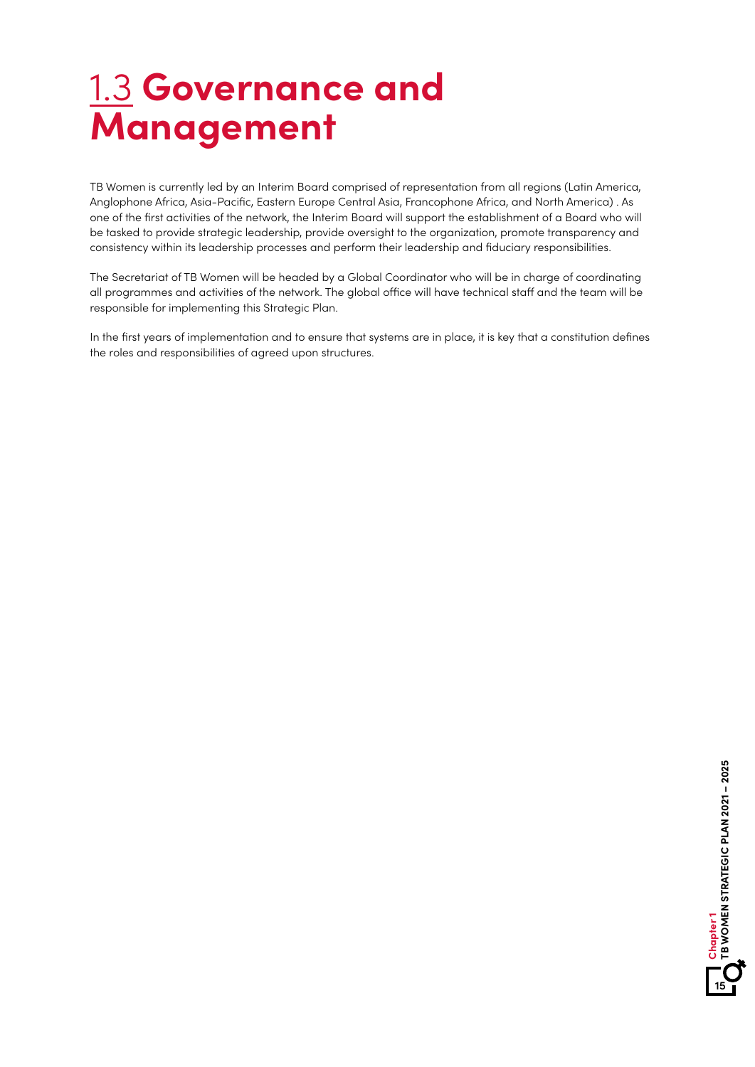# 1.3 Governance and Management

TB Women is currently led by an Interim Board comprised of representation from all regions (Latin America, Anglophone Africa, Asia-Pacific, Eastern Europe Central Asia, Francophone Africa, and North America) . As one of the first activities of the network, the Interim Board will support the establishment of a Board who will be tasked to provide strategic leadership, provide oversight to the organization, promote transparency and consistency within its leadership processes and perform their leadership and fiduciary responsibilities.

The Secretariat of TB Women will be headed by a Global Coordinator who will be in charge of coordinating all programmes and activities of the network. The global office will have technical staff and the team will be responsible for implementing this Strategic Plan.

In the first years of implementation and to ensure that systems are in place, it is key that a constitution defines the roles and responsibilities of agreed upon structures.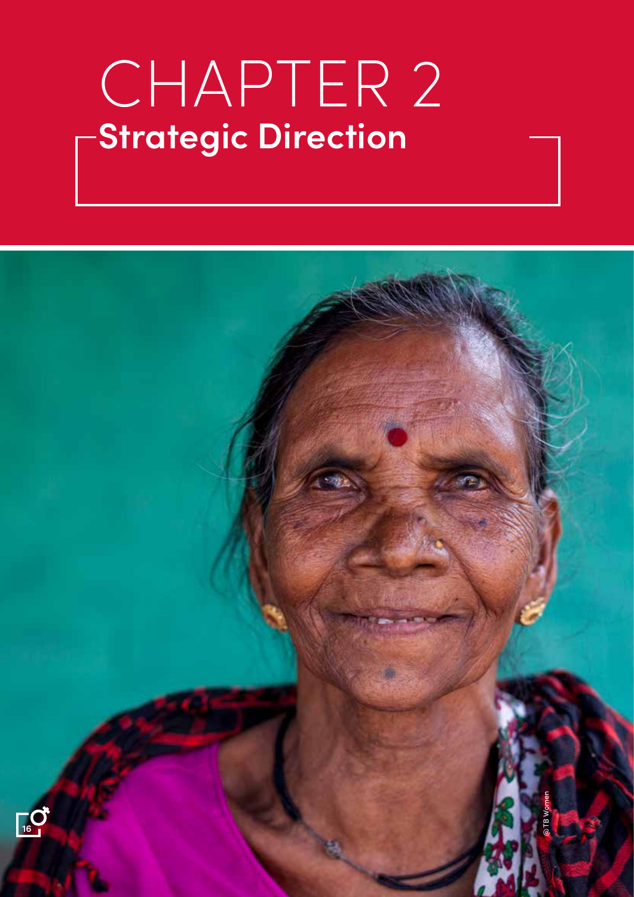# CHAPTER 2

## Strategic Direction

@TB Women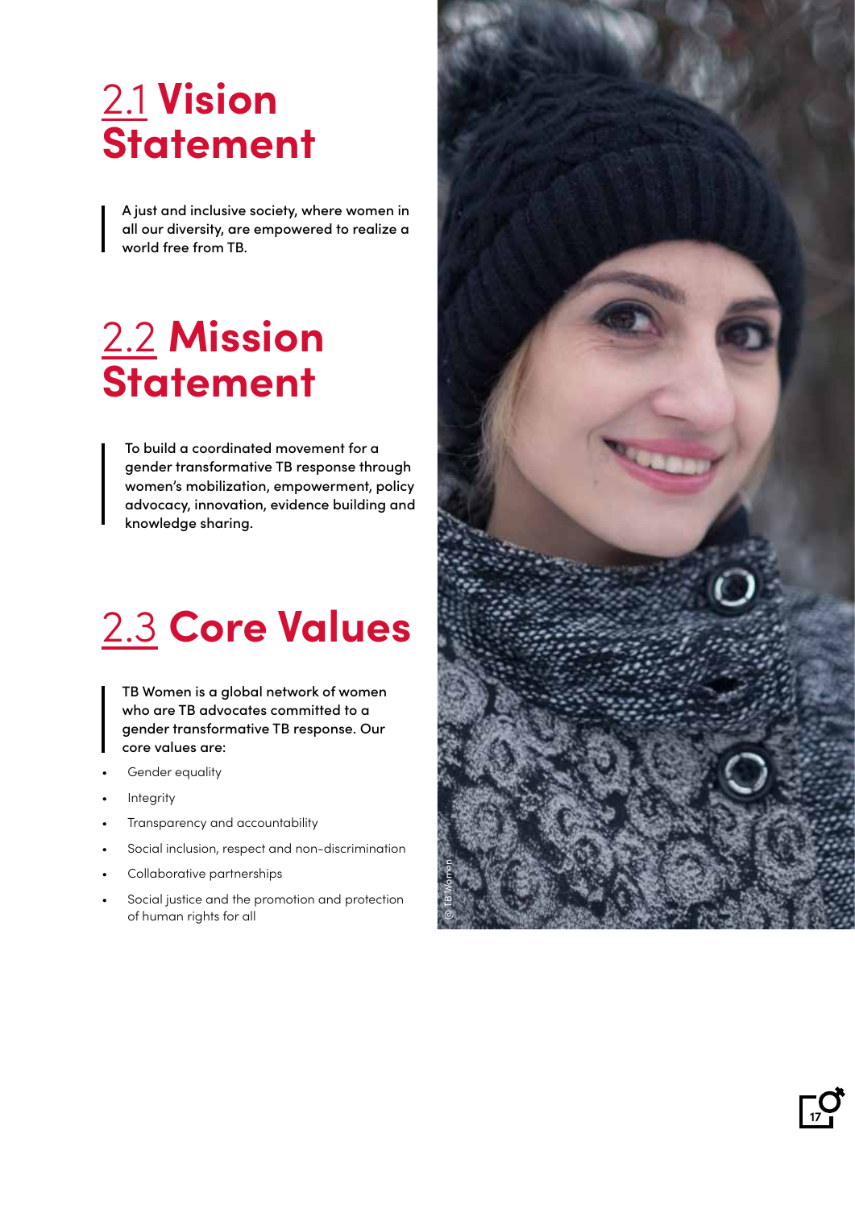## 2.1 Vision Statement

A just and inclusive society, where women in all our diversity, are empowered to realize a world free from TB.

## 2.2 Mission Statement

To build a coordinated movement for a gender transformative TB response through women's mobilization, empowerment, policy advocacy, innovation, evidence building and knowledge sharing.

## 2.3 Core Values

TB Women is a global network of women who are TB advocates committed to a gender transformative TB response. Our core values are:

- Gender equality
- Integrity
- Transparency and accountability
- Social inclusion, respect and non-discrimination
- Collaborative partnerships
- Social justice and the promotion and protection of human rights for all

© TB Women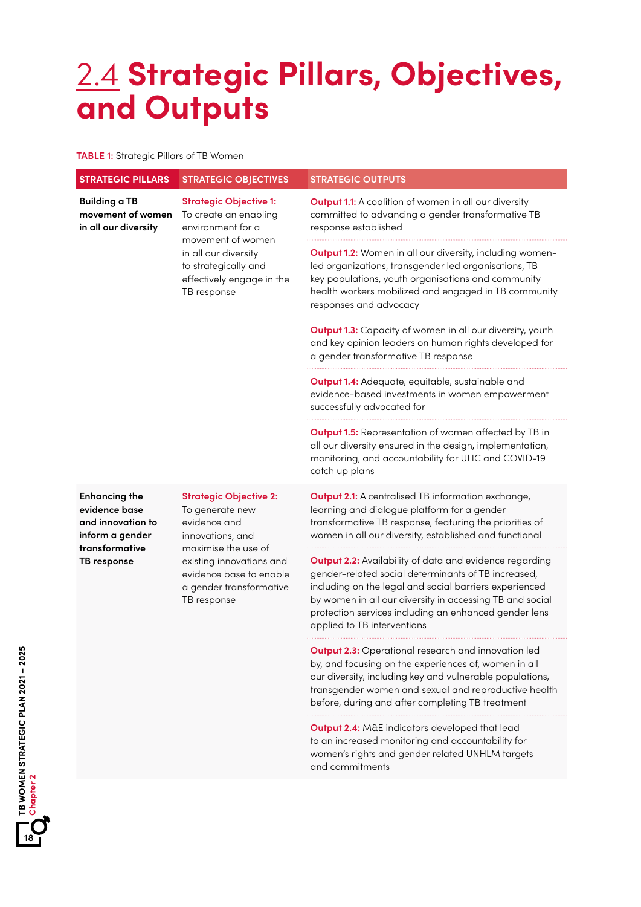# 2.4 Strategic Pillars, Objectives, and Outputs

**TABLE 1:** Strategic Pillars of TB Women

| STRATEGIC PILLARS | STRATEGIC OBJECTIVES | STRATEGIC OUTPUTS |
|---|---|---|
| **Building a TB movement of women in all our diversity** | **Strategic Objective 1:** To create an enabling environment for a movement of women in all our diversity to strategically and effectively engage in the TB response | **Output 1.1:** A coalition of women in all our diversity committed to advancing a gender transformative TB response established |
| | | **Output 1.2:** Women in all our diversity, including women-led organizations, transgender led organisations, TB key populations, youth organisations and community health workers mobilized and engaged in TB community responses and advocacy |
| | | **Output 1.3:** Capacity of women in all our diversity, youth and key opinion leaders on human rights developed for a gender transformative TB response |
| | | **Output 1.4:** Adequate, equitable, sustainable and evidence-based investments in women empowerment successfully advocated for |
| | | **Output 1.5:** Representation of women affected by TB in all our diversity ensured in the design, implementation, monitoring, and accountability for UHC and COVID-19 catch up plans |
| **Enhancing the evidence base and innovation to inform a gender transformative TB response** | **Strategic Objective 2:** To generate new evidence and innovations, and maximise the use of existing innovations and evidence base to enable a gender transformative TB response | **Output 2.1:** A centralised TB information exchange, learning and dialogue platform for a gender transformative TB response, featuring the priorities of women in all our diversity, established and functional |
| | | **Output 2.2:** Availability of data and evidence regarding gender-related social determinants of TB increased, including on the legal and social barriers experienced by women in all our diversity in accessing TB and social protection services including an enhanced gender lens applied to TB interventions |
| | | **Output 2.3:** Operational research and innovation led by, and focusing on the experiences of, women in all our diversity, including key and vulnerable populations, transgender women and sexual and reproductive health before, during and after completing TB treatment |
| | | **Output 2.4:** M&E indicators developed that lead to an increased monitoring and accountability for women's rights and gender related UNHLM targets and commitments |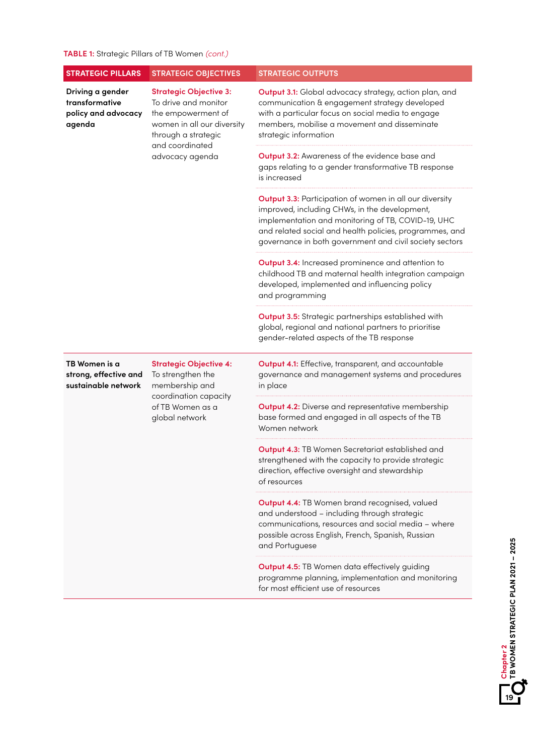**TABLE 1:** Strategic Pillars of TB Women *(cont.)*

| STRATEGIC PILLARS | STRATEGIC OBJECTIVES | STRATEGIC OUTPUTS |
|---|---|---|
| **Driving a gender transformative policy and advocacy agenda** | **Strategic Objective 3:** To drive and monitor the empowerment of women in all our diversity through a strategic and coordinated advocacy agenda | **Output 3.1:** Global advocacy strategy, action plan, and communication & engagement strategy developed with a particular focus on social media to engage members, mobilise a movement and disseminate strategic information |
| | | **Output 3.2:** Awareness of the evidence base and gaps relating to a gender transformative TB response is increased |
| | | **Output 3.3:** Participation of women in all our diversity improved, including CHWs, in the development, implementation and monitoring of TB, COVID-19, UHC and related social and health policies, programmes, and governance in both government and civil society sectors |
| | | **Output 3.4:** Increased prominence and attention to childhood TB and maternal health integration campaign developed, implemented and influencing policy and programming |
| | | **Output 3.5:** Strategic partnerships established with global, regional and national partners to prioritise gender-related aspects of the TB response |
| **TB Women is a strong, effective and sustainable network** | **Strategic Objective 4:** To strengthen the membership and coordination capacity of TB Women as a global network | **Output 4.1:** Effective, transparent, and accountable governance and management systems and procedures in place |
| | | **Output 4.2:** Diverse and representative membership base formed and engaged in all aspects of the TB Women network |
| | | **Output 4.3:** TB Women Secretariat established and strengthened with the capacity to provide strategic direction, effective oversight and stewardship of resources |
| | | **Output 4.4:** TB Women brand recognised, valued and understood – including through strategic communications, resources and social media – where possible across English, French, Spanish, Russian and Portuguese |
| | | **Output 4.5:** TB Women data effectively guiding programme planning, implementation and monitoring for most efficient use of resources |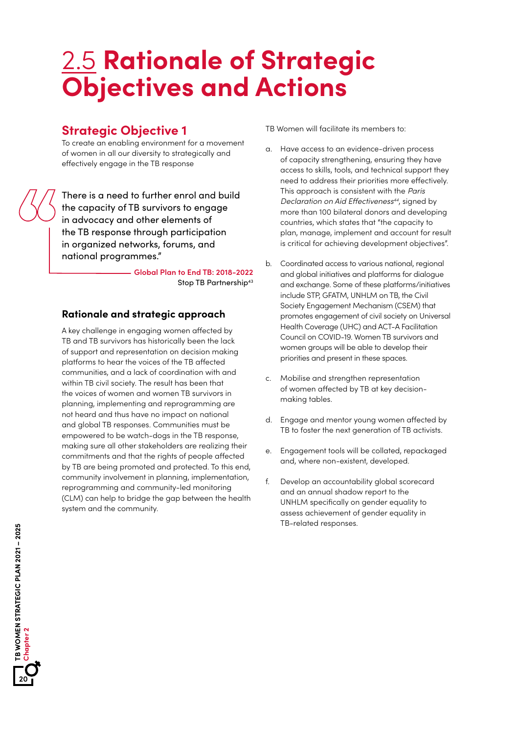# 2.5 Rationale of Strategic Objectives and Actions

## Strategic Objective 1

To create an enabling environment for a movement of women in all our diversity to strategically and effectively engage in the TB response

> There is a need to further enrol and build the capacity of TB survivors to engage in advocacy and other elements of the TB response through participation in organized networks, forums, and national programmes."
>
> **Global Plan to End TB: 2018-2022**
> Stop TB Partnership[43]

### Rationale and strategic approach

A key challenge in engaging women affected by TB and TB survivors has historically been the lack of support and representation on decision making platforms to hear the voices of the TB affected communities, and a lack of coordination with and within TB civil society. The result has been that the voices of women and women TB survivors in planning, implementing and reprogramming are not heard and thus have no impact on national and global TB responses. Communities must be empowered to be watch-dogs in the TB response, making sure all other stakeholders are realizing their commitments and that the rights of people affected by TB are being promoted and protected. To this end, community involvement in planning, implementation, reprogramming and community-led monitoring (CLM) can help to bridge the gap between the health system and the community.

TB Women will facilitate its members to:

a. Have access to an evidence-driven process of capacity strengthening, ensuring they have access to skills, tools, and technical support they need to address their priorities more effectively. This approach is consistent with the *Paris Declaration on Aid Effectiveness*[44], signed by more than 100 bilateral donors and developing countries, which states that "the capacity to plan, manage, implement and account for result is critical for achieving development objectives".

b. Coordinated access to various national, regional and global initiatives and platforms for dialogue and exchange. Some of these platforms/initiatives include STP, GFATM, UNHLM on TB, the Civil Society Engagement Mechanism (CSEM) that promotes engagement of civil society on Universal Health Coverage (UHC) and ACT-A Facilitation Council on COVID-19. Women TB survivors and women groups will be able to develop their priorities and present in these spaces.

c. Mobilise and strengthen representation of women affected by TB at key decision-making tables.

d. Engage and mentor young women affected by TB to foster the next generation of TB activists.

e. Engagement tools will be collated, repackaged and, where non-existent, developed.

f. Develop an accountability global scorecard and an annual shadow report to the UNHLM specifically on gender equality to assess achievement of gender equality in TB-related responses.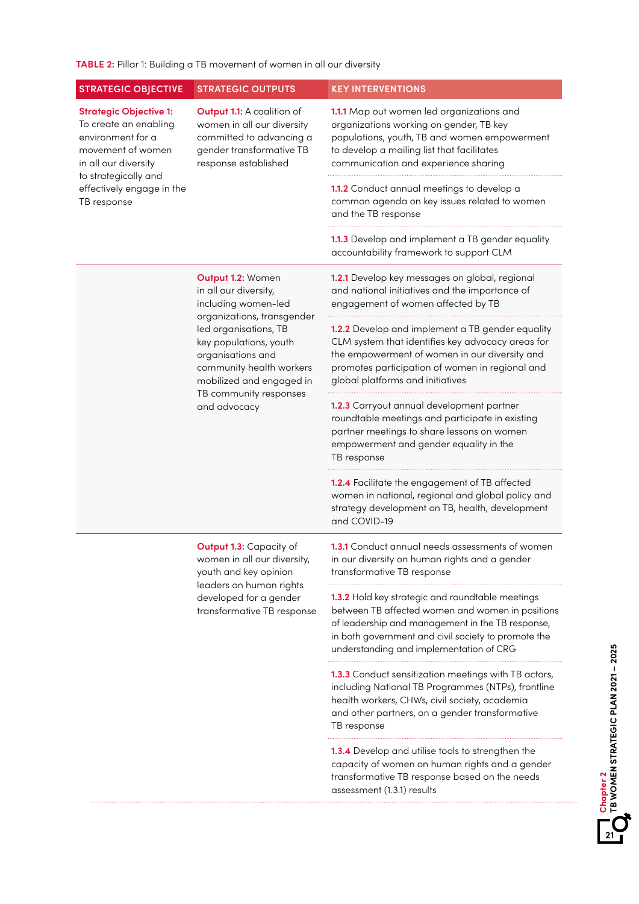**TABLE 2:** Pillar 1: Building a TB movement of women in all our diversity

| STRATEGIC OBJECTIVE | STRATEGIC OUTPUTS | KEY INTERVENTIONS |
|---|---|---|
| **Strategic Objective 1:** To create an enabling environment for a movement of women in all our diversity to strategically and effectively engage in the TB response | **Output 1.1:** A coalition of women in all our diversity committed to advancing a gender transformative TB response established | **1.1.1** Map out women led organizations and organizations working on gender, TB key populations, youth, TB and women empowerment to develop a mailing list that facilitates communication and experience sharing |
| | | **1.1.2** Conduct annual meetings to develop a common agenda on key issues related to women and the TB response |
| | | **1.1.3** Develop and implement a TB gender equality accountability framework to support CLM |
| | **Output 1.2:** Women in all our diversity, including women-led organizations, transgender led organisations, TB key populations, youth organisations and community health workers mobilized and engaged in TB community responses and advocacy | **1.2.1** Develop key messages on global, regional and national initiatives and the importance of engagement of women affected by TB |
| | | **1.2.2** Develop and implement a TB gender equality CLM system that identifies key advocacy areas for the empowerment of women in our diversity and promotes participation of women in regional and global platforms and initiatives |
| | | **1.2.3** Carryout annual development partner roundtable meetings and participate in existing partner meetings to share lessons on women empowerment and gender equality in the TB response |
| | | **1.2.4** Facilitate the engagement of TB affected women in national, regional and global policy and strategy development on TB, health, development and COVID-19 |
| | **Output 1.3:** Capacity of women in all our diversity, youth and key opinion leaders on human rights developed for a gender transformative TB response | **1.3.1** Conduct annual needs assessments of women in our diversity on human rights and a gender transformative TB response |
| | | **1.3.2** Hold key strategic and roundtable meetings between TB affected women and women in positions of leadership and management in the TB response, in both government and civil society to promote the understanding and implementation of CRG |
| | | **1.3.3** Conduct sensitization meetings with TB actors, including National TB Programmes (NTPs), frontline health workers, CHWs, civil society, academia and other partners, on a gender transformative TB response |
| | | **1.3.4** Develop and utilise tools to strengthen the capacity of women on human rights and a gender transformative TB response based on the needs assessment (1.3.1) results |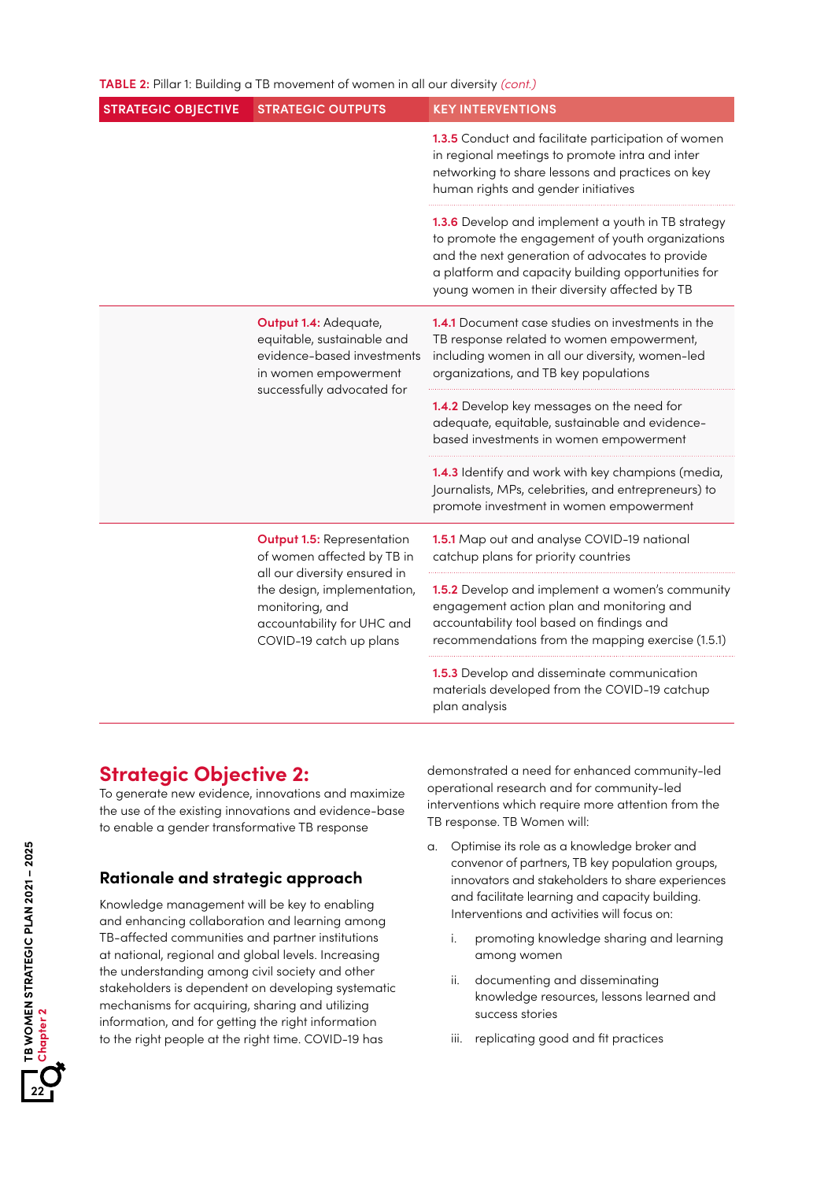**TABLE 2:** Pillar 1: Building a TB movement of women in all our diversity *(cont.)*

| STRATEGIC OBJECTIVE | STRATEGIC OUTPUTS | KEY INTERVENTIONS |
|---|---|---|
| | | **1.3.5** Conduct and facilitate participation of women in regional meetings to promote intra and inter networking to share lessons and practices on key human rights and gender initiatives |
| | | **1.3.6** Develop and implement a youth in TB strategy to promote the engagement of youth organizations and the next generation of advocates to provide a platform and capacity building opportunities for young women in their diversity affected by TB |
| | **Output 1.4:** Adequate, equitable, sustainable and evidence-based investments in women empowerment successfully advocated for | **1.4.1** Document case studies on investments in the TB response related to women empowerment, including women in all our diversity, women-led organizations, and TB key populations |
| | | **1.4.2** Develop key messages on the need for adequate, equitable, sustainable and evidence-based investments in women empowerment |
| | | **1.4.3** Identify and work with key champions (media, Journalists, MPs, celebrities, and entrepreneurs) to promote investment in women empowerment |
| | **Output 1.5:** Representation of women affected by TB in all our diversity ensured in the design, implementation, monitoring, and accountability for UHC and COVID-19 catch up plans | **1.5.1** Map out and analyse COVID-19 national catchup plans for priority countries |
| | | **1.5.2** Develop and implement a women's community engagement action plan and monitoring and accountability tool based on findings and recommendations from the mapping exercise (1.5.1) |
| | | **1.5.3** Develop and disseminate communication materials developed from the COVID-19 catchup plan analysis |

## Strategic Objective 2:

To generate new evidence, innovations and maximize the use of the existing innovations and evidence-base to enable a gender transformative TB response

### Rationale and strategic approach

Knowledge management will be key to enabling and enhancing collaboration and learning among TB-affected communities and partner institutions at national, regional and global levels. Increasing the understanding among civil society and other stakeholders is dependent on developing systematic mechanisms for acquiring, sharing and utilizing information, and for getting the right information to the right people at the right time. COVID-19 has demonstrated a need for enhanced community-led operational research and for community-led interventions which require more attention from the TB response. TB Women will:

a. Optimise its role as a knowledge broker and convenor of partners, TB key population groups, innovators and stakeholders to share experiences and facilitate learning and capacity building. Interventions and activities will focus on:

   i. promoting knowledge sharing and learning among women

   ii. documenting and disseminating knowledge resources, lessons learned and success stories

   iii. replicating good and fit practices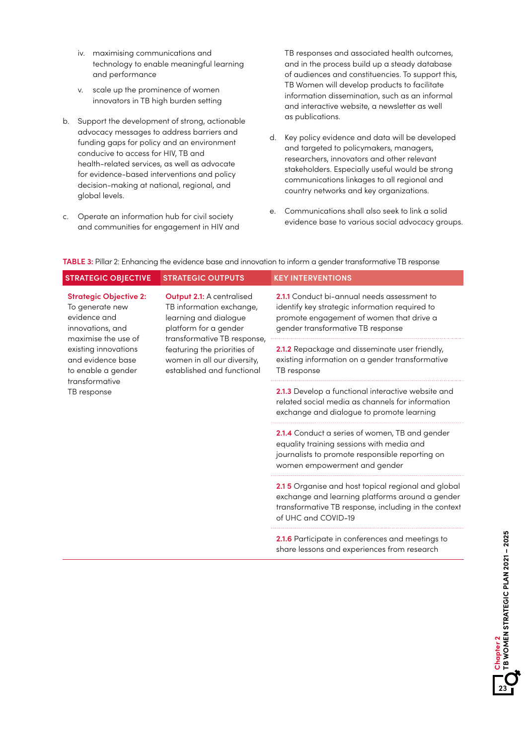iv. maximising communications and technology to enable meaningful learning and performance

   v. scale up the prominence of women innovators in TB high burden setting

b. Support the development of strong, actionable advocacy messages to address barriers and funding gaps for policy and an environment conducive to access for HIV, TB and health-related services, as well as advocate for evidence-based interventions and policy decision-making at national, regional, and global levels.

c. Operate an information hub for civil society and communities for engagement in HIV and TB responses and associated health outcomes, and in the process build up a steady database of audiences and constituencies. To support this, TB Women will develop products to facilitate information dissemination, such as an informal and interactive website, a newsletter as well as publications.

d. Key policy evidence and data will be developed and targeted to policymakers, managers, researchers, innovators and other relevant stakeholders. Especially useful would be strong communications linkages to all regional and country networks and key organizations.

e. Communications shall also seek to link a solid evidence base to various social advocacy groups.

**TABLE 3:** Pillar 2: Enhancing the evidence base and innovation to inform a gender transformative TB response

| STRATEGIC OBJECTIVE | STRATEGIC OUTPUTS | KEY INTERVENTIONS |
|---|---|---|
| **Strategic Objective 2:** To generate new evidence and innovations, and maximise the use of existing innovations and evidence base to enable a gender transformative TB response | **Output 2.1:** A centralised TB information exchange, learning and dialogue platform for a gender transformative TB response, featuring the priorities of women in all our diversity, established and functional | **2.1.1** Conduct bi-annual needs assessment to identify key strategic information required to promote engagement of women that drive a gender transformative TB response |
| | | **2.1.2** Repackage and disseminate user friendly, existing information on a gender transformative TB response |
| | | **2.1.3** Develop a functional interactive website and related social media as channels for information exchange and dialogue to promote learning |
| | | **2.1.4** Conduct a series of women, TB and gender equality training sessions with media and journalists to promote responsible reporting on women empowerment and gender |
| | | **2.1 5** Organise and host topical regional and global exchange and learning platforms around a gender transformative TB response, including in the context of UHC and COVID-19 |
| | | **2.1.6** Participate in conferences and meetings to share lessons and experiences from research |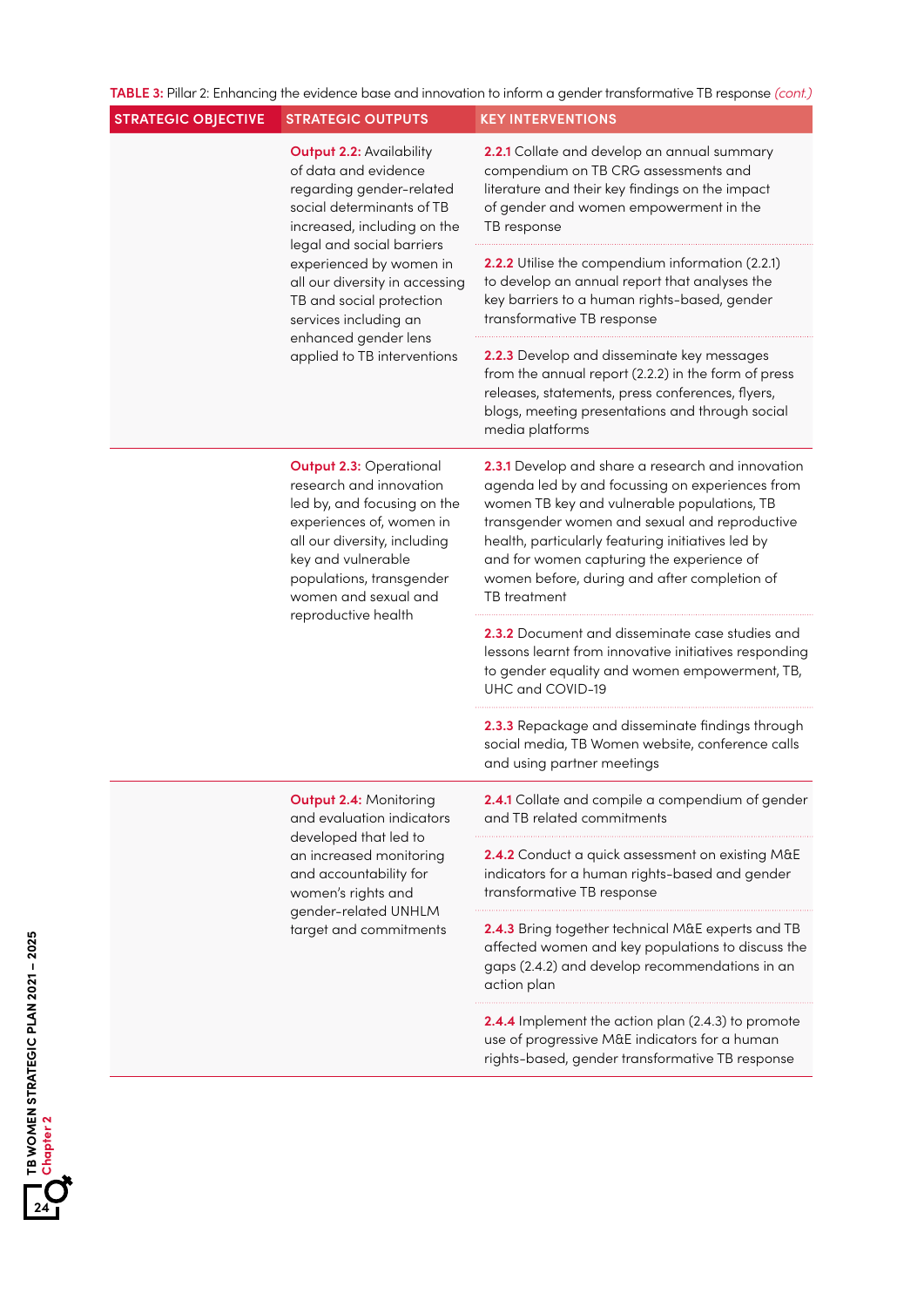**TABLE 3:** Pillar 2: Enhancing the evidence base and innovation to inform a gender transformative TB response *(cont.)*

| STRATEGIC OBJECTIVE | STRATEGIC OUTPUTS | KEY INTERVENTIONS |
|---|---|---|
| | **Output 2.2:** Availability of data and evidence regarding gender-related social determinants of TB increased, including on the legal and social barriers experienced by women in all our diversity in accessing TB and social protection services including an enhanced gender lens applied to TB interventions | **2.2.1** Collate and develop an annual summary compendium on TB CRG assessments and literature and their key findings on the impact of gender and women empowerment in the TB response |
| | | **2.2.2** Utilise the compendium information (2.2.1) to develop an annual report that analyses the key barriers to a human rights-based, gender transformative TB response |
| | | **2.2.3** Develop and disseminate key messages from the annual report (2.2.2) in the form of press releases, statements, press conferences, flyers, blogs, meeting presentations and through social media platforms |
| | **Output 2.3:** Operational research and innovation led by, and focusing on the experiences of, women in all our diversity, including key and vulnerable populations, transgender women and sexual and reproductive health | **2.3.1** Develop and share a research and innovation agenda led by and focussing on experiences from women TB key and vulnerable populations, TB transgender women and sexual and reproductive health, particularly featuring initiatives led by and for women capturing the experience of women before, during and after completion of TB treatment |
| | | **2.3.2** Document and disseminate case studies and lessons learnt from innovative initiatives responding to gender equality and women empowerment, TB, UHC and COVID-19 |
| | | **2.3.3** Repackage and disseminate findings through social media, TB Women website, conference calls and using partner meetings |
| | **Output 2.4:** Monitoring and evaluation indicators developed that led to an increased monitoring and accountability for women's rights and gender-related UNHLM target and commitments | **2.4.1** Collate and compile a compendium of gender and TB related commitments |
| | | **2.4.2** Conduct a quick assessment on existing M&E indicators for a human rights-based and gender transformative TB response |
| | | **2.4.3** Bring together technical M&E experts and TB affected women and key populations to discuss the gaps (2.4.2) and develop recommendations in an action plan |
| | | **2.4.4** Implement the action plan (2.4.3) to promote use of progressive M&E indicators for a human rights-based, gender transformative TB response |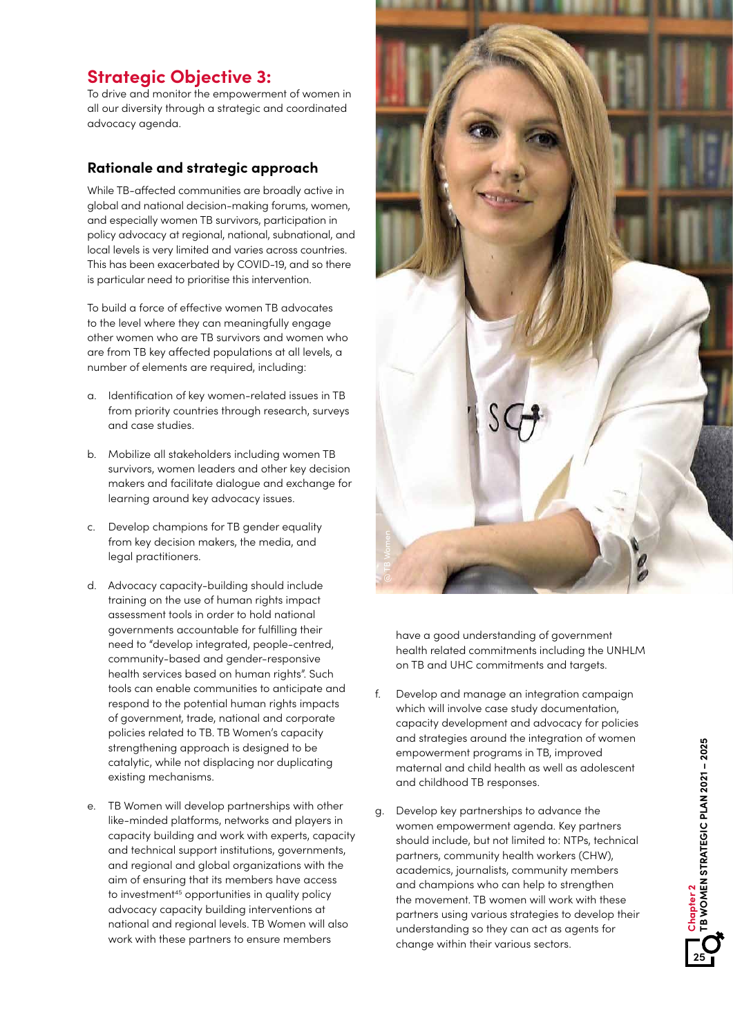## Strategic Objective 3:

To drive and monitor the empowerment of women in all our diversity through a strategic and coordinated advocacy agenda.

### Rationale and strategic approach

While TB-affected communities are broadly active in global and national decision-making forums, women, and especially women TB survivors, participation in policy advocacy at regional, national, subnational, and local levels is very limited and varies across countries. This has been exacerbated by COVID-19, and so there is particular need to prioritise this intervention.

To build a force of effective women TB advocates to the level where they can meaningfully engage other women who are TB survivors and women who are from TB key affected populations at all levels, a number of elements are required, including:

a. Identification of key women-related issues in TB from priority countries through research, surveys and case studies.

b. Mobilize all stakeholders including women TB survivors, women leaders and other key decision makers and facilitate dialogue and exchange for learning around key advocacy issues.

c. Develop champions for TB gender equality from key decision makers, the media, and legal practitioners.

d. Advocacy capacity-building should include training on the use of human rights impact assessment tools in order to hold national governments accountable for fulfilling their need to "develop integrated, people-centred, community-based and gender-responsive health services based on human rights". Such tools can enable communities to anticipate and respond to the potential human rights impacts of government, trade, national and corporate policies related to TB. TB Women's capacity strengthening approach is designed to be catalytic, while not displacing nor duplicating existing mechanisms.

e. TB Women will develop partnerships with other like-minded platforms, networks and players in capacity building and work with experts, capacity and technical support institutions, governments, and regional and global organizations with the aim of ensuring that its members have access to investment[45] opportunities in quality policy advocacy capacity building interventions at national and regional levels. TB Women will also work with these partners to ensure members have a good understanding of government health related commitments including the UNHLM on TB and UHC commitments and targets.

f. Develop and manage an integration campaign which will involve case study documentation, capacity development and advocacy for policies and strategies around the integration of women empowerment programs in TB, improved maternal and child health as well as adolescent and childhood TB responses.

g. Develop key partnerships to advance the women empowerment agenda. Key partners should include, but not limited to: NTPs, technical partners, community health workers (CHW), academics, journalists, community members and champions who can help to strengthen the movement. TB women will work with these partners using various strategies to develop their understanding so they can act as agents for change within their various sectors.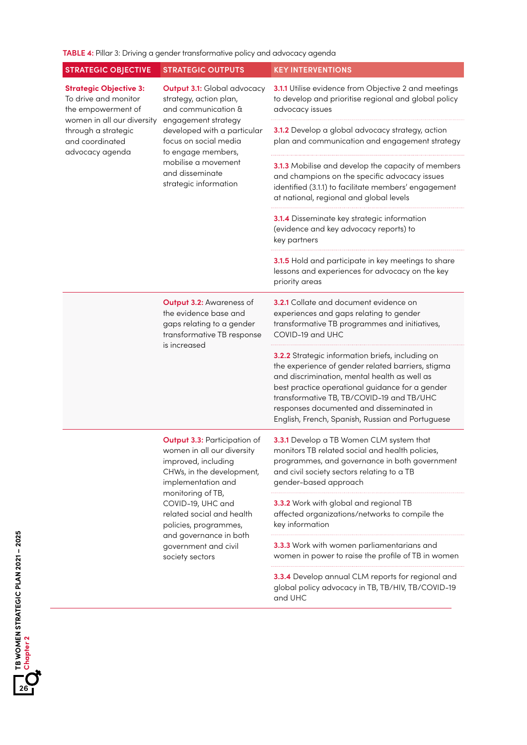**TABLE 4:** Pillar 3: Driving a gender transformative policy and advocacy agenda

| STRATEGIC OBJECTIVE | STRATEGIC OUTPUTS | KEY INTERVENTIONS |
|---|---|---|
| **Strategic Objective 3:** To drive and monitor the empowerment of women in all our diversity through a strategic and coordinated advocacy agenda | **Output 3.1:** Global advocacy strategy, action plan, and communication & engagement strategy developed with a particular focus on social media to engage members, mobilise a movement and disseminate strategic information | **3.1.1** Utilise evidence from Objective 2 and meetings to develop and prioritise regional and global policy advocacy issues |
| | | **3.1.2** Develop a global advocacy strategy, action plan and communication and engagement strategy |
| | | **3.1.3** Mobilise and develop the capacity of members and champions on the specific advocacy issues identified (3.1.1) to facilitate members' engagement at national, regional and global levels |
| | | **3.1.4** Disseminate key strategic information (evidence and key advocacy reports) to key partners |
| | | **3.1.5** Hold and participate in key meetings to share lessons and experiences for advocacy on the key priority areas |
| | **Output 3.2:** Awareness of the evidence base and gaps relating to a gender transformative TB response is increased | **3.2.1** Collate and document evidence on experiences and gaps relating to gender transformative TB programmes and initiatives, COVID-19 and UHC |
| | | **3.2.2** Strategic information briefs, including on the experience of gender related barriers, stigma and discrimination, mental health as well as best practice operational guidance for a gender transformative TB, TB/COVID-19 and TB/UHC responses documented and disseminated in English, French, Spanish, Russian and Portuguese |
| | **Output 3.3:** Participation of women in all our diversity improved, including CHWs, in the development, implementation and monitoring of TB, COVID-19, UHC and related social and health policies, programmes, and governance in both government and civil society sectors | **3.3.1** Develop a TB Women CLM system that monitors TB related social and health policies, programmes, and governance in both government and civil society sectors relating to a TB gender-based approach |
| | | **3.3.2** Work with global and regional TB affected organizations/networks to compile the key information |
| | | **3.3.3** Work with women parliamentarians and women in power to raise the profile of TB in women |
| | | **3.3.4** Develop annual CLM reports for regional and global policy advocacy in TB, TB/HIV, TB/COVID-19 and UHC |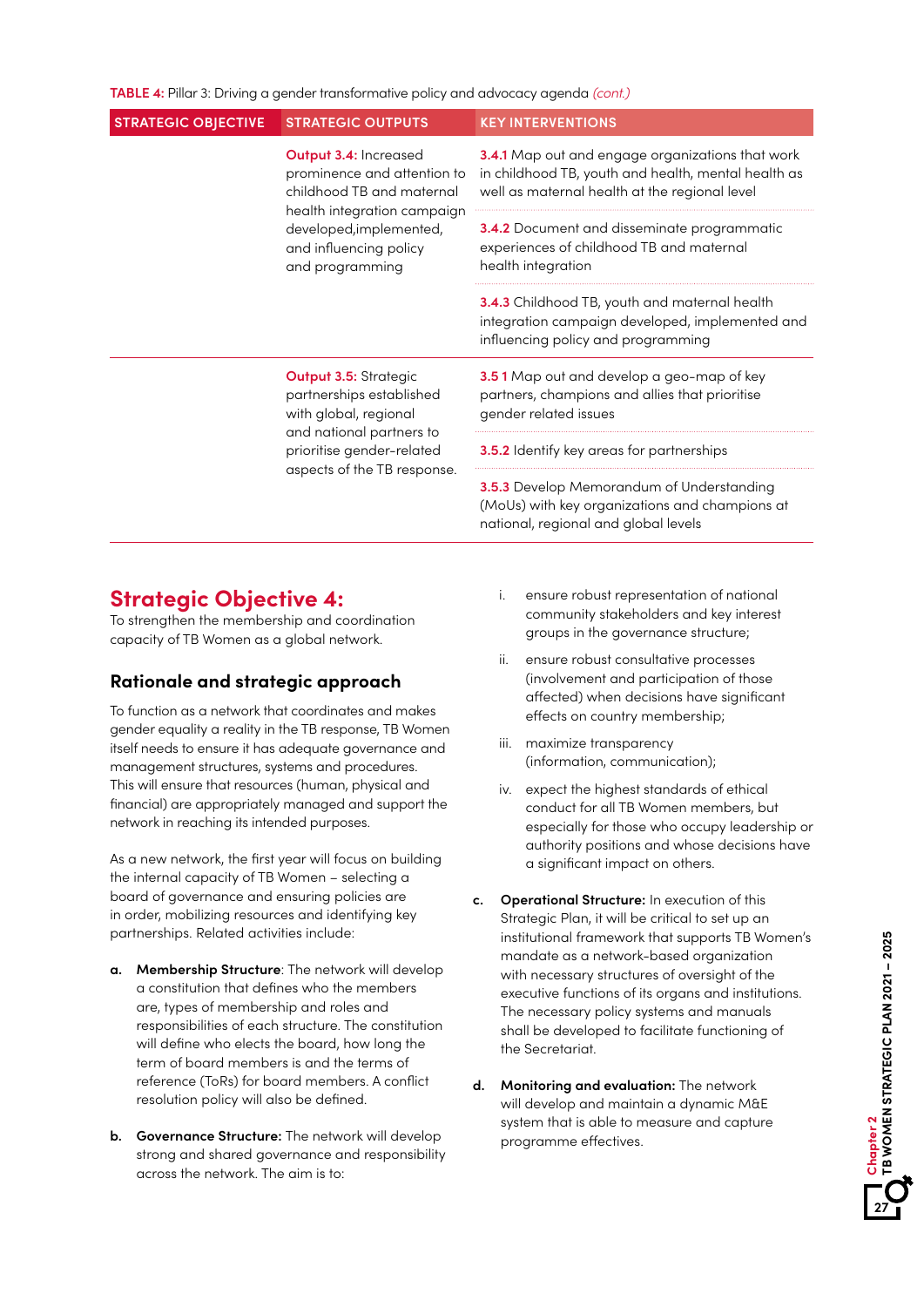**TABLE 4:** Pillar 3: Driving a gender transformative policy and advocacy agenda *(cont.)*

| STRATEGIC OBJECTIVE | STRATEGIC OUTPUTS | KEY INTERVENTIONS |
|---|---|---|
| | **Output 3.4:** Increased prominence and attention to childhood TB and maternal health integration campaign developed,implemented, and influencing policy and programming | **3.4.1** Map out and engage organizations that work in childhood TB, youth and health, mental health as well as maternal health at the regional level |
| | | **3.4.2** Document and disseminate programmatic experiences of childhood TB and maternal health integration |
| | | **3.4.3** Childhood TB, youth and maternal health integration campaign developed, implemented and influencing policy and programming |
| | **Output 3.5:** Strategic partnerships established with global, regional and national partners to prioritise gender-related aspects of the TB response. | **3.5 1** Map out and develop a geo-map of key partners, champions and allies that prioritise gender related issues |
| | | **3.5.2** Identify key areas for partnerships |
| | | **3.5.3** Develop Memorandum of Understanding (MoUs) with key organizations and champions at national, regional and global levels |

## Strategic Objective 4:

To strengthen the membership and coordination capacity of TB Women as a global network.

### Rationale and strategic approach

To function as a network that coordinates and makes gender equality a reality in the TB response, TB Women itself needs to ensure it has adequate governance and management structures, systems and procedures. This will ensure that resources (human, physical and financial) are appropriately managed and support the network in reaching its intended purposes.

As a new network, the first year will focus on building the internal capacity of TB Women – selecting a board of governance and ensuring policies are in order, mobilizing resources and identifying key partnerships. Related activities include:

**a. Membership Structure**: The network will develop a constitution that defines who the members are, types of membership and roles and responsibilities of each structure. The constitution will define who elects the board, how long the term of board members is and the terms of reference (ToRs) for board members. A conflict resolution policy will also be defined.

**b. Governance Structure:** The network will develop strong and shared governance and responsibility across the network. The aim is to:

i. ensure robust representation of national community stakeholders and key interest groups in the governance structure;

ii. ensure robust consultative processes (involvement and participation of those affected) when decisions have significant effects on country membership;

iii. maximize transparency (information, communication);

iv. expect the highest standards of ethical conduct for all TB Women members, but especially for those who occupy leadership or authority positions and whose decisions have a significant impact on others.

**c. Operational Structure:** In execution of this Strategic Plan, it will be critical to set up an institutional framework that supports TB Women's mandate as a network-based organization with necessary structures of oversight of the executive functions of its organs and institutions. The necessary policy systems and manuals shall be developed to facilitate functioning of the Secretariat.

**d. Monitoring and evaluation:** The network will develop and maintain a dynamic M&E system that is able to measure and capture programme effectives.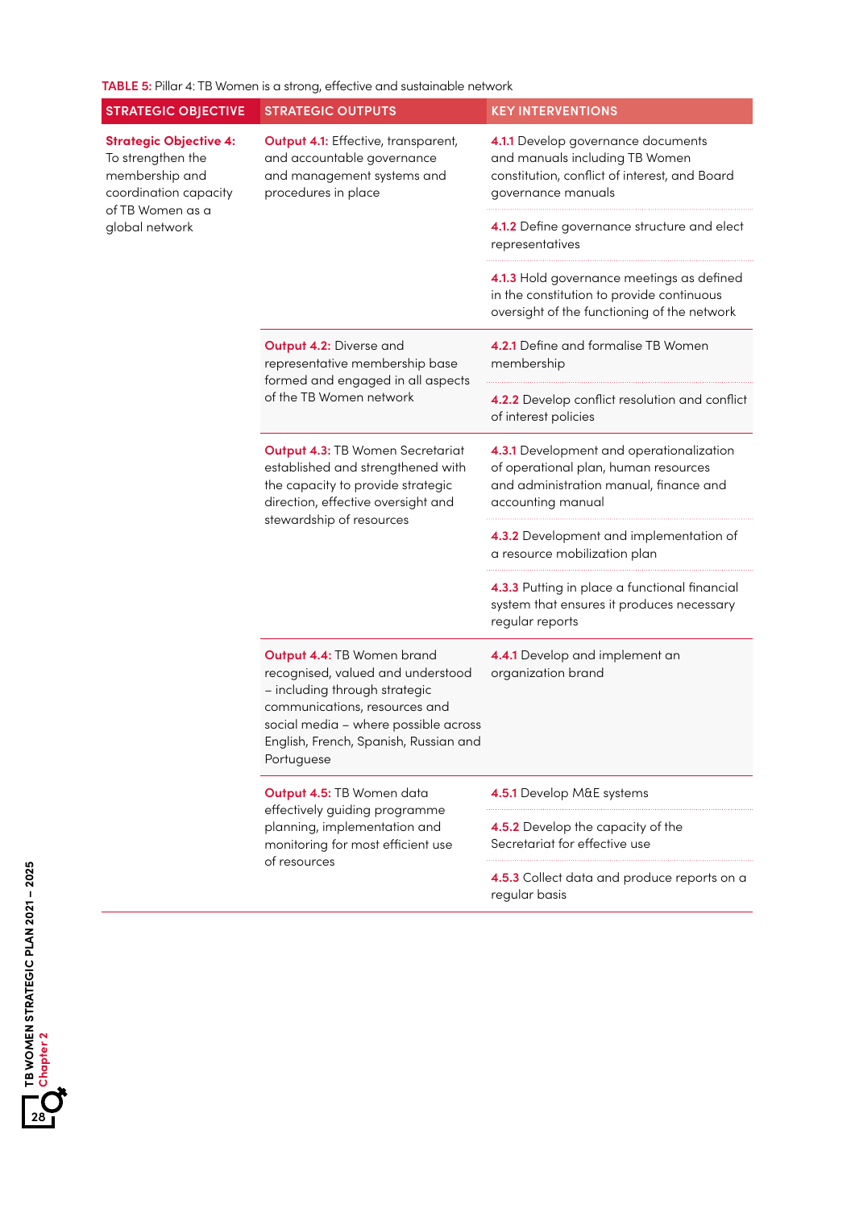**TABLE 5:** Pillar 4: TB Women is a strong, effective and sustainable network

| STRATEGIC OBJECTIVE | STRATEGIC OUTPUTS | KEY INTERVENTIONS |
|---|---|---|
| **Strategic Objective 4:** To strengthen the membership and coordination capacity of TB Women as a global network | **Output 4.1:** Effective, transparent, and accountable governance and management systems and procedures in place | **4.1.1** Develop governance documents and manuals including TB Women constitution, conflict of interest, and Board governance manuals |
| | | **4.1.2** Define governance structure and elect representatives |
| | | **4.1.3** Hold governance meetings as defined in the constitution to provide continuous oversight of the functioning of the network |
| | **Output 4.2:** Diverse and representative membership base formed and engaged in all aspects of the TB Women network | **4.2.1** Define and formalise TB Women membership |
| | | **4.2.2** Develop conflict resolution and conflict of interest policies |
| | **Output 4.3:** TB Women Secretariat established and strengthened with the capacity to provide strategic direction, effective oversight and stewardship of resources | **4.3.1** Development and operationalization of operational plan, human resources and administration manual, finance and accounting manual |
| | | **4.3.2** Development and implementation of a resource mobilization plan |
| | | **4.3.3** Putting in place a functional financial system that ensures it produces necessary regular reports |
| | **Output 4.4:** TB Women brand recognised, valued and understood – including through strategic communications, resources and social media – where possible across English, French, Spanish, Russian and Portuguese | **4.4.1** Develop and implement an organization brand |
| | **Output 4.5:** TB Women data effectively guiding programme planning, implementation and monitoring for most efficient use of resources | **4.5.1** Develop M&E systems |
| | | **4.5.2** Develop the capacity of the Secretariat for effective use |
| | | **4.5.3** Collect data and produce reports on a regular basis |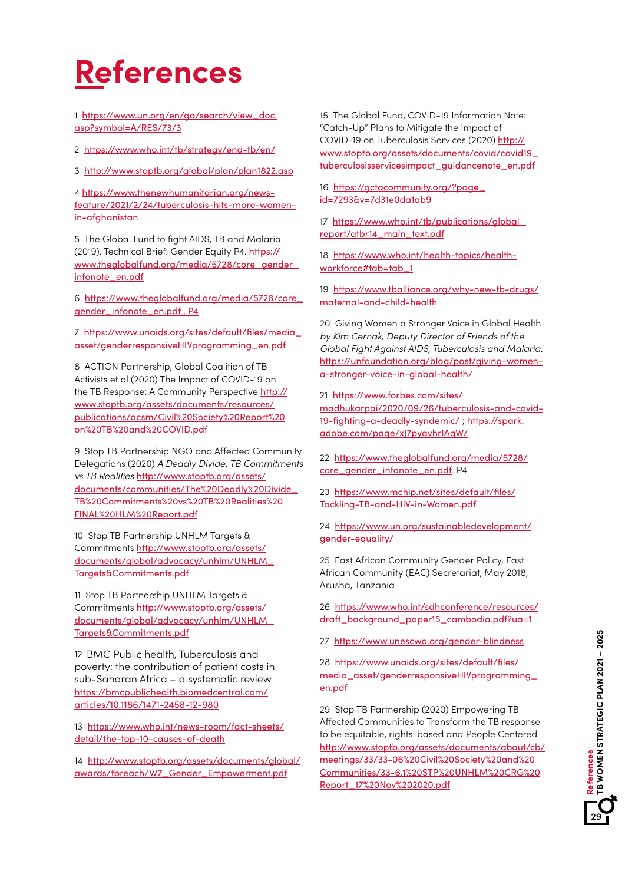# References

1 https://www.un.org/en/ga/search/view_doc.asp?symbol=A/RES/73/3

2 https://www.who.int/tb/strategy/end-tb/en/

3 http://www.stoptb.org/global/plan/plan1822.asp

4 https://www.thenewhumanitarian.org/news-feature/2021/2/24/tuberculosis-hits-more-women-in-afghanistan

5 The Global Fund to fight AIDS, TB and Malaria (2019). Technical Brief: Gender Equity P4. https://www.theglobalfund.org/media/5728/core_gender_infonote_en.pdf

6 https://www.theglobalfund.org/media/5728/core_gender_infonote_en.pdf , P4

7 https://www.unaids.org/sites/default/files/media_asset/genderresponsiveHIVprogramming_en.pdf

8 ACTION Partnership, Global Coalition of TB Activists et al (2020) The Impact of COVID-19 on the TB Response: A Community Perspective http://www.stoptb.org/assets/documents/resources/publications/acsm/Civil%20Society%20Report%20on%20TB%20and%20COVID.pdf

9 Stop TB Partnership NGO and Affected Community Delegations (2020) *A Deadly Divide: TB Commitments vs TB Realities* http://www.stoptb.org/assets/documents/communities/The%20Deadly%20Divide_TB%20Commitments%20vs%20TB%20Realities%20FINAL%20HLM%20Report.pdf

10 Stop TB Partnership UNHLM Targets & Commitments http://www.stoptb.org/assets/documents/global/advocacy/unhlm/UNHLM_Targets&Commitments.pdf

11 Stop TB Partnership UNHLM Targets & Commitments http://www.stoptb.org/assets/documents/global/advocacy/unhlm/UNHLM_Targets&Commitments.pdf

12 BMC Public health, Tuberculosis and poverty: the contribution of patient costs in sub-Saharan Africa – a systematic review https://bmcpublichealth.biomedcentral.com/articles/10.1186/1471-2458-12-980

13 https://www.who.int/news-room/fact-sheets/detail/the-top-10-causes-of-death

14 http://www.stoptb.org/assets/documents/global/awards/tbreach/W7_Gender_Empowerment.pdf

15 The Global Fund, COVID-19 Information Note: "Catch-Up" Plans to Mitigate the Impact of COVID-19 on Tuberculosis Services (2020) http://www.stoptb.org/assets/documents/covid/covid19_tuberculosisservicesimpact_guidancenote_en.pdf

16 https://gctacommunity.org/?page_id=7293&v=7d31e0da1ab9

17 https://www.who.int/tb/publications/global_report/gtbr14_main_text.pdf

18 https://www.who.int/health-topics/health-workforce#tab=tab_1

19 https://www.tballiance.org/why-new-tb-drugs/maternal-and-child-health

20 Giving Women a Stronger Voice in Global Health *by Kim Cernak, Deputy Director of Friends of the Global Fight Against AIDS, Tuberculosis and Malaria.* https://unfoundation.org/blog/post/giving-women-a-stronger-voice-in-global-health/

21 https://www.forbes.com/sites/madhukarpai/2020/09/26/tuberculosis-and-covid-19-fighting-a-deadly-syndemic/ ; https://spark.adobe.com/page/xJ7pygvhrIAqW/

22 https://www.theglobalfund.org/media/5728/core_gender_infonote_en.pdf. P4

23 https://www.mchip.net/sites/default/files/Tackling-TB-and-HIV-in-Women.pdf

24 https://www.un.org/sustainabledevelopment/gender-equality/

25 East African Community Gender Policy, East African Community (EAC) Secretariat, May 2018, Arusha, Tanzania

26 https://www.who.int/sdhconference/resources/draft_background_paper15_cambodia.pdf?ua=1

27 https://www.unescwa.org/gender-blindness

28 https://www.unaids.org/sites/default/files/media_asset/genderresponsiveHIVprogramming_en.pdf

29 Stop TB Partnership (2020) Empowering TB Affected Communities to Transform the TB response to be equitable, rights-based and People Centered http://www.stoptb.org/assets/documents/about/cb/meetings/33/33-06%20Civil%20Society%20and%20Communities/33-6.1%20STP%20UNHLM%20CRG%20Report_17%20Nov%202020.pdf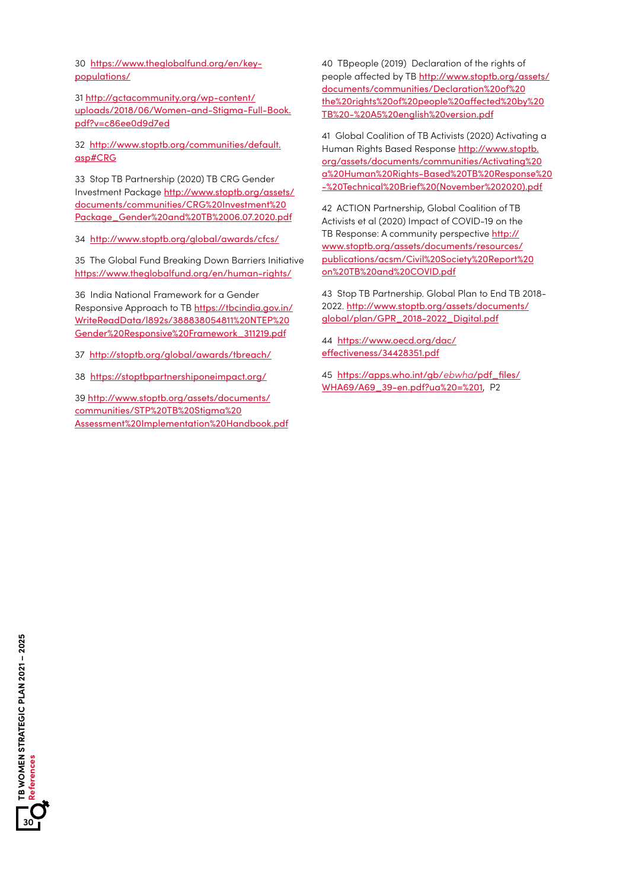30 https://www.theglobalfund.org/en/key-populations/

31 http://gctacommunity.org/wp-content/uploads/2018/06/Women-and-Stigma-Full-Book.pdf?v=c86ee0d9d7ed

32 http://www.stoptb.org/communities/default.asp#CRG

33 Stop TB Partnership (2020) TB CRG Gender Investment Package http://www.stoptb.org/assets/documents/communities/CRG%20Investment%20Package_Gender%20and%20TB%2006.07.2020.pdf

34 http://www.stoptb.org/global/awards/cfcs/

35 The Global Fund Breaking Down Barriers Initiative https://www.theglobalfund.org/en/human-rights/

36 India National Framework for a Gender Responsive Approach to TB https://tbcindia.gov.in/WriteReadData/l892s/388838054811%20NTEP%20Gender%20Responsive%20Framework_311219.pdf

37 http://stoptb.org/global/awards/tbreach/

38 https://stoptbpartnershiponeimpact.org/

39 http://www.stoptb.org/assets/documents/communities/STP%20TB%20Stigma%20Assessment%20Implementation%20Handbook.pdf

40 TBpeople (2019) Declaration of the rights of people affected by TB http://www.stoptb.org/assets/documents/communities/Declaration%20of%20the%20rights%20of%20people%20affected%20by%20TB%20-%20A5%20english%20version.pdf

41 Global Coalition of TB Activists (2020) Activating a Human Rights Based Response http://www.stoptb.org/assets/documents/communities/Activating%20a%20Human%20Rights-Based%20TB%20Response%20-%20Technical%20Brief%20(November%202020).pdf

42 ACTION Partnership, Global Coalition of TB Activists et al (2020) Impact of COVID-19 on the TB Response: A community perspective http://www.stoptb.org/assets/documents/resources/publications/acsm/Civil%20Society%20Report%20on%20TB%20and%20COVID.pdf

43 Stop TB Partnership. Global Plan to End TB 2018-2022. http://www.stoptb.org/assets/documents/global/plan/GPR_2018-2022_Digital.pdf

44 https://www.oecd.org/dac/effectiveness/34428351.pdf

45 https://apps.who.int/gb/*ebwha*/pdf_files/WHA69/A69_39-en.pdf?ua%20=%201, P2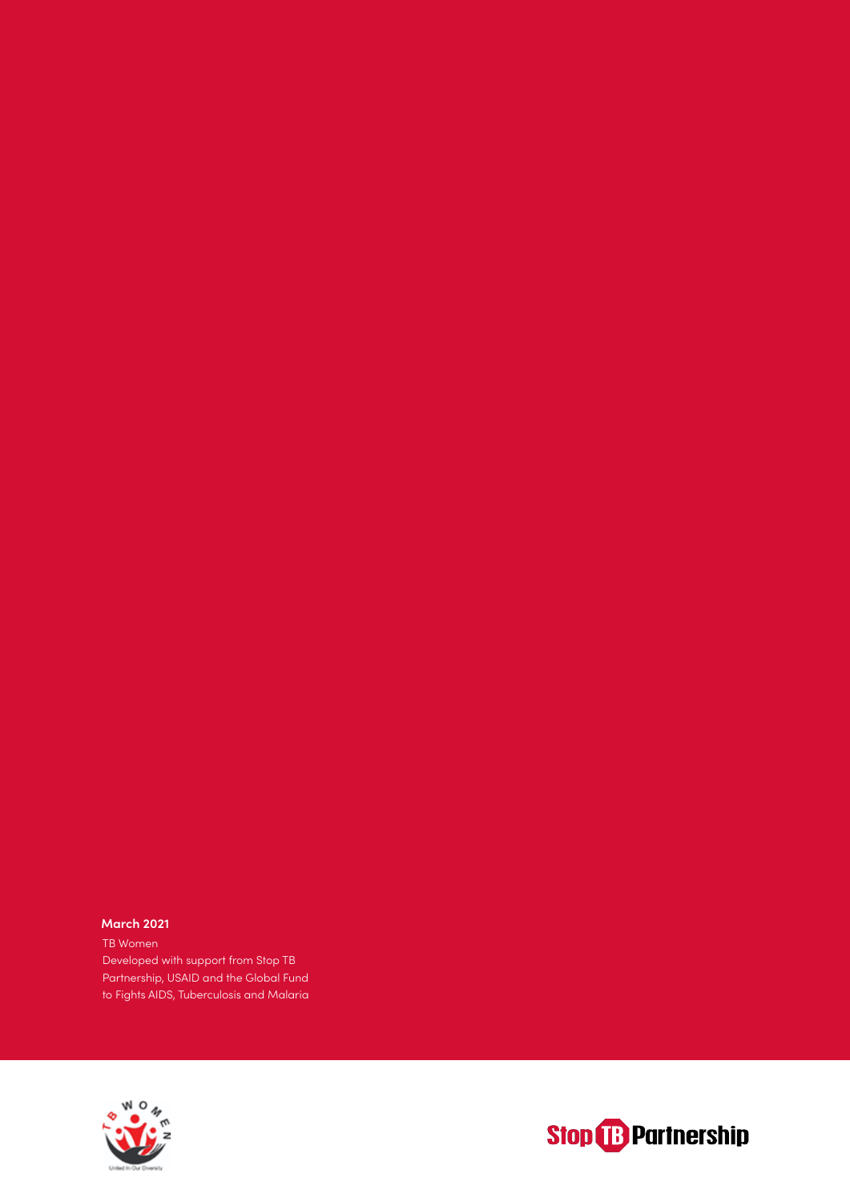**March 2021**

TB Women
Developed with support from Stop TB Partnership, USAID and the Global Fund to Fights AIDS, Tuberculosis and Malaria